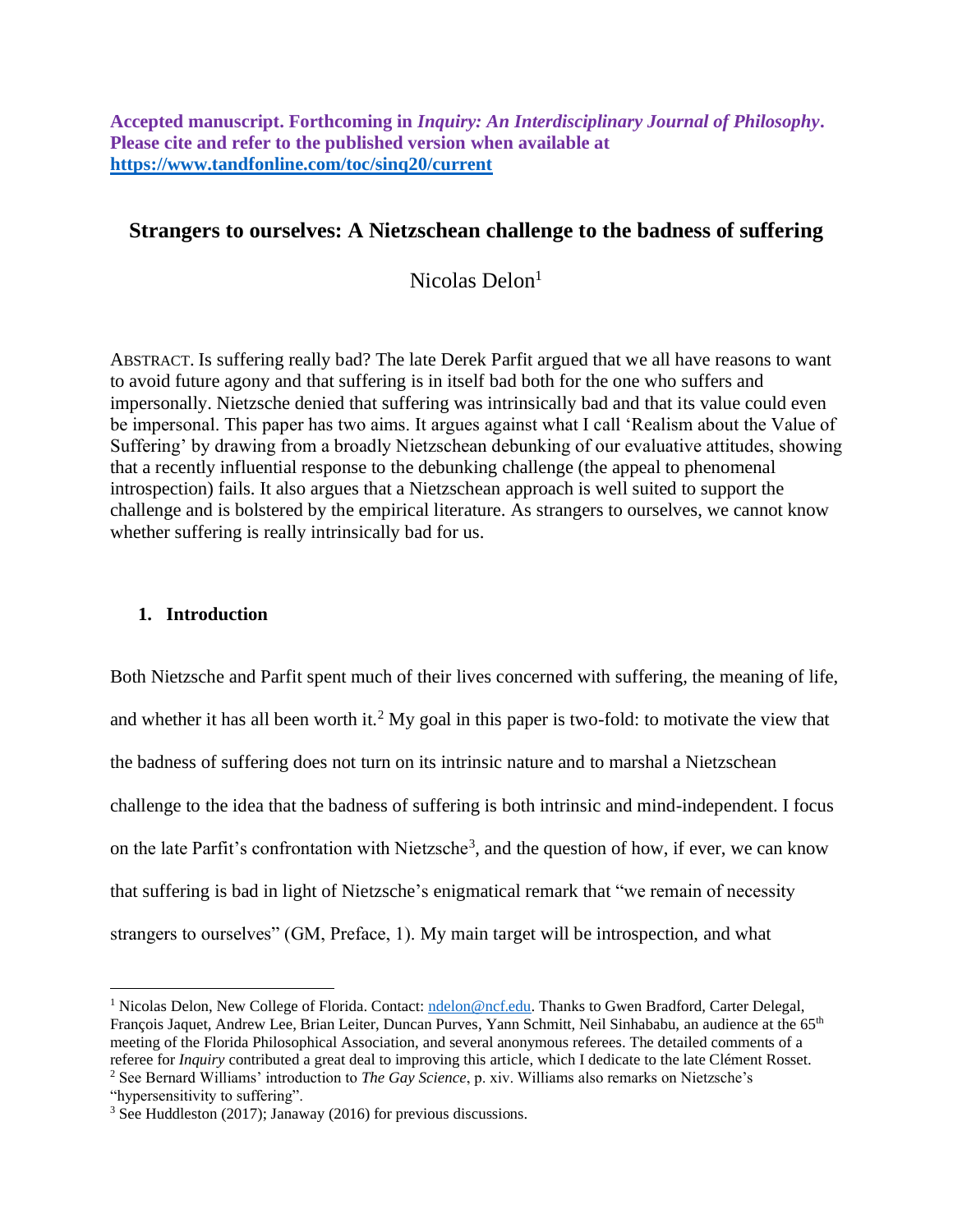**Accepted manuscript. Forthcoming in *Inquiry: An Interdisciplinary Journal of Philosophy*. Please cite and refer to the published version when available at https://www.tandfonline.com/toc/sinq20/current**

# Strangers to ourselves: A Nietzschean challenge to the badness of suffering

Nicolas Delon[1]

ABSTRACT. Is suffering really bad? The late Derek Parfit argued that we all have reasons to want to avoid future agony and that suffering is in itself bad both for the one who suffers and impersonally. Nietzsche denied that suffering was intrinsically bad and that its value could even be impersonal. This paper has two aims. It argues against what I call 'Realism about the Value of Suffering' by drawing from a broadly Nietzschean debunking of our evaluative attitudes, showing that a recently influential response to the debunking challenge (the appeal to phenomenal introspection) fails. It also argues that a Nietzschean approach is well suited to support the challenge and is bolstered by the empirical literature. As strangers to ourselves, we cannot know whether suffering is really intrinsically bad for us.

## 1. Introduction

Both Nietzsche and Parfit spent much of their lives concerned with suffering, the meaning of life, and whether it has all been worth it.[2] My goal in this paper is two-fold: to motivate the view that the badness of suffering does not turn on its intrinsic nature and to marshal a Nietzschean challenge to the idea that the badness of suffering is both intrinsic and mind-independent. I focus on the late Parfit's confrontation with Nietzsche[3], and the question of how, if ever, we can know that suffering is bad in light of Nietzsche's enigmatical remark that "we remain of necessity strangers to ourselves" (GM, Preface, 1). My main target will be introspection, and what

---

[1] Nicolas Delon, New College of Florida. Contact: ndelon@ncf.edu. Thanks to Gwen Bradford, Carter Delegal, François Jaquet, Andrew Lee, Brian Leiter, Duncan Purves, Yann Schmitt, Neil Sinhababu, an audience at the 65th meeting of the Florida Philosophical Association, and several anonymous referees. The detailed comments of a referee for *Inquiry* contributed a great deal to improving this article, which I dedicate to the late Clément Rosset.

[2] See Bernard Williams' introduction to *The Gay Science*, p. xiv. Williams also remarks on Nietzsche's "hypersensitivity to suffering".

[3] See Huddleston (2017); Janaway (2016) for previous discussions.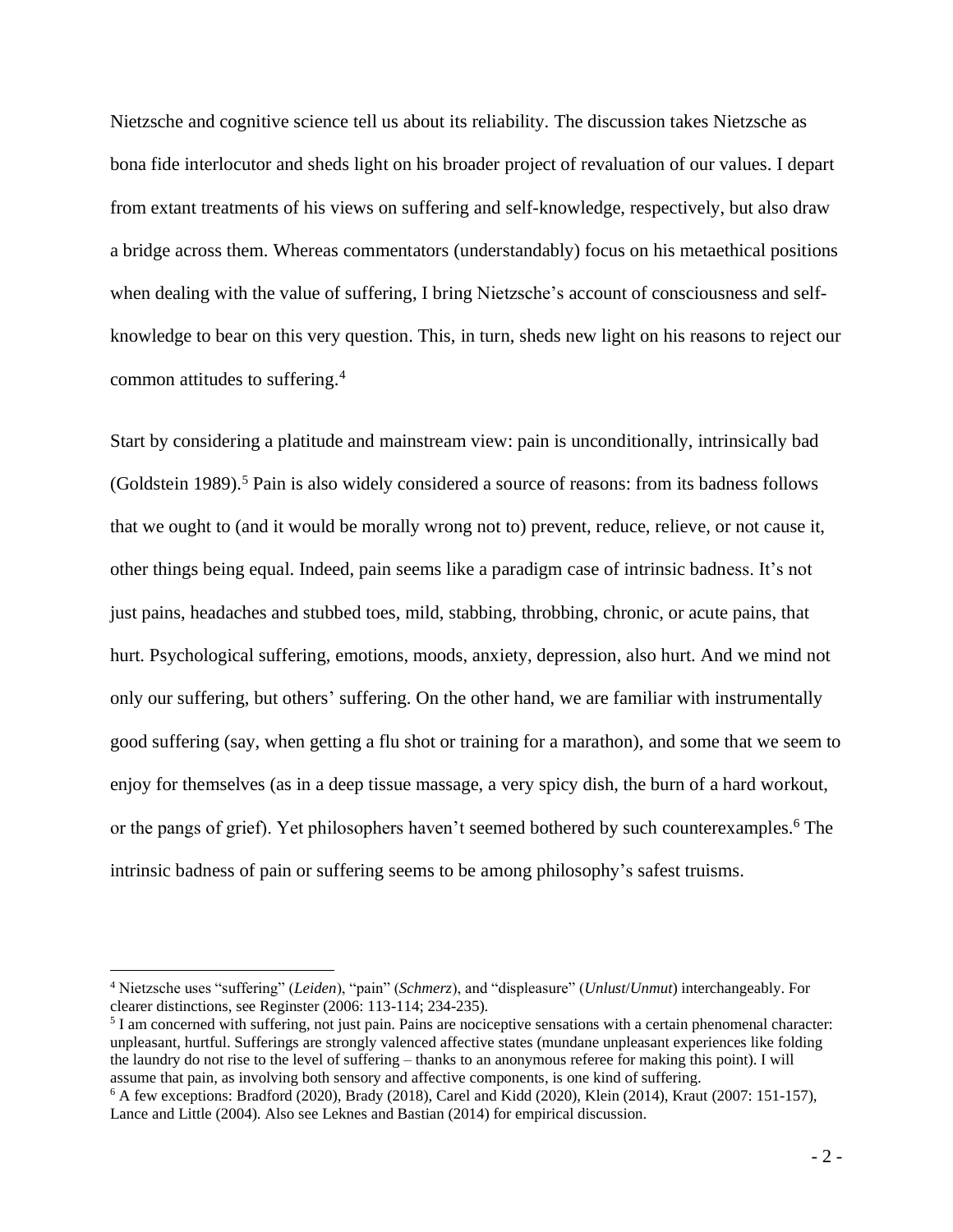Nietzsche and cognitive science tell us about its reliability. The discussion takes Nietzsche as bona fide interlocutor and sheds light on his broader project of revaluation of our values. I depart from extant treatments of his views on suffering and self-knowledge, respectively, but also draw a bridge across them. Whereas commentators (understandably) focus on his metaethical positions when dealing with the value of suffering, I bring Nietzsche's account of consciousness and self-knowledge to bear on this very question. This, in turn, sheds new light on his reasons to reject our common attitudes to suffering.[4]

Start by considering a platitude and mainstream view: pain is unconditionally, intrinsically bad (Goldstein 1989).[5] Pain is also widely considered a source of reasons: from its badness follows that we ought to (and it would be morally wrong not to) prevent, reduce, relieve, or not cause it, other things being equal. Indeed, pain seems like a paradigm case of intrinsic badness. It's not just pains, headaches and stubbed toes, mild, stabbing, throbbing, chronic, or acute pains, that hurt. Psychological suffering, emotions, moods, anxiety, depression, also hurt. And we mind not only our suffering, but others' suffering. On the other hand, we are familiar with instrumentally good suffering (say, when getting a flu shot or training for a marathon), and some that we seem to enjoy for themselves (as in a deep tissue massage, a very spicy dish, the burn of a hard workout, or the pangs of grief). Yet philosophers haven't seemed bothered by such counterexamples.[6] The intrinsic badness of pain or suffering seems to be among philosophy's safest truisms.

---

[4] Nietzsche uses "suffering" (*Leiden*), "pain" (*Schmerz*), and "displeasure" (*Unlust*/*Unmut*) interchangeably. For clearer distinctions, see Reginster (2006: 113-114; 234-235).

[5] I am concerned with suffering, not just pain. Pains are nociceptive sensations with a certain phenomenal character: unpleasant, hurtful. Sufferings are strongly valenced affective states (mundane unpleasant experiences like folding the laundry do not rise to the level of suffering – thanks to an anonymous referee for making this point). I will assume that pain, as involving both sensory and affective components, is one kind of suffering.

[6] A few exceptions: Bradford (2020), Brady (2018), Carel and Kidd (2020), Klein (2014), Kraut (2007: 151-157), Lance and Little (2004). Also see Leknes and Bastian (2014) for empirical discussion.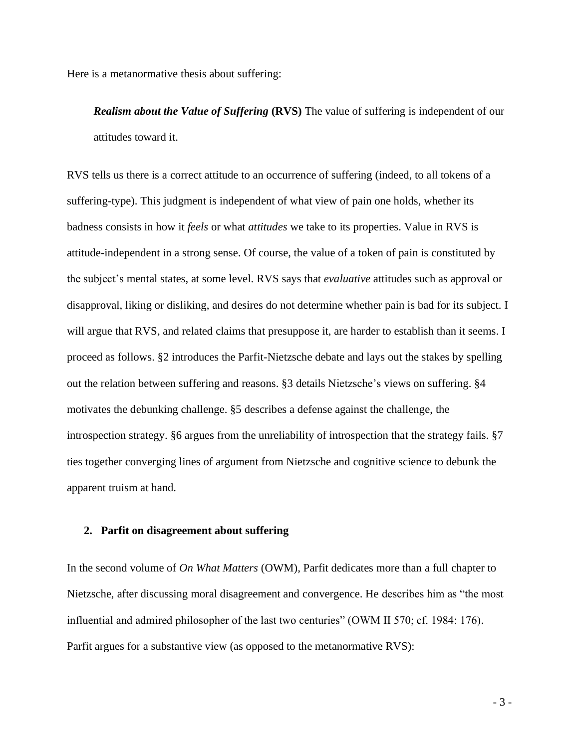Here is a metanormative thesis about suffering:

> ***Realism about the Value of Suffering*** **(RVS)** The value of suffering is independent of our attitudes toward it.

RVS tells us there is a correct attitude to an occurrence of suffering (indeed, to all tokens of a suffering-type). This judgment is independent of what view of pain one holds, whether its badness consists in how it *feels* or what *attitudes* we take to its properties. Value in RVS is attitude-independent in a strong sense. Of course, the value of a token of pain is constituted by the subject's mental states, at some level. RVS says that *evaluative* attitudes such as approval or disapproval, liking or disliking, and desires do not determine whether pain is bad for its subject. I will argue that RVS, and related claims that presuppose it, are harder to establish than it seems. I proceed as follows. §2 introduces the Parfit-Nietzsche debate and lays out the stakes by spelling out the relation between suffering and reasons. §3 details Nietzsche's views on suffering. §4 motivates the debunking challenge. §5 describes a defense against the challenge, the introspection strategy. §6 argues from the unreliability of introspection that the strategy fails. §7 ties together converging lines of argument from Nietzsche and cognitive science to debunk the apparent truism at hand.

## 2. Parfit on disagreement about suffering

In the second volume of *On What Matters* (OWM), Parfit dedicates more than a full chapter to Nietzsche, after discussing moral disagreement and convergence. He describes him as "the most influential and admired philosopher of the last two centuries" (OWM II 570; cf. 1984: 176). Parfit argues for a substantive view (as opposed to the metanormative RVS):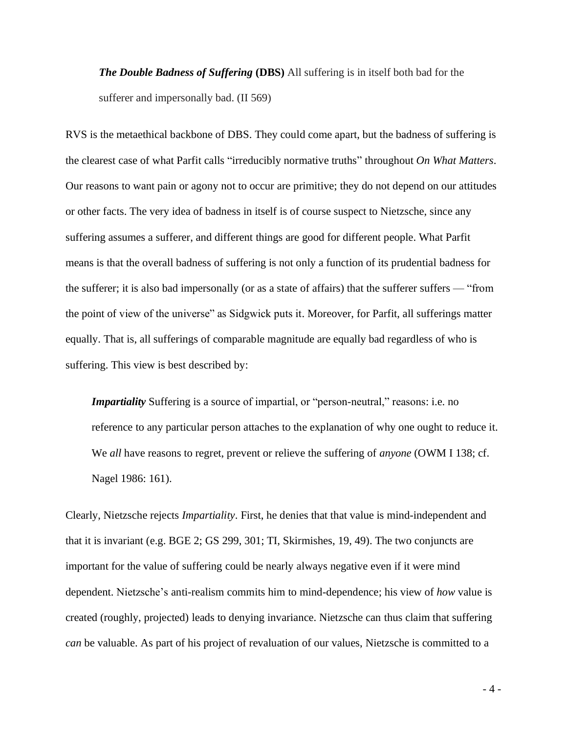> ***The Double Badness of Suffering* (DBS)** All suffering is in itself both bad for the sufferer and impersonally bad. (II 569)

RVS is the metaethical backbone of DBS. They could come apart, but the badness of suffering is the clearest case of what Parfit calls "irreducibly normative truths" throughout *On What Matters*. Our reasons to want pain or agony not to occur are primitive; they do not depend on our attitudes or other facts. The very idea of badness in itself is of course suspect to Nietzsche, since any suffering assumes a sufferer, and different things are good for different people. What Parfit means is that the overall badness of suffering is not only a function of its prudential badness for the sufferer; it is also bad impersonally (or as a state of affairs) that the sufferer suffers — "from the point of view of the universe" as Sidgwick puts it. Moreover, for Parfit, all sufferings matter equally. That is, all sufferings of comparable magnitude are equally bad regardless of who is suffering. This view is best described by:

> ***Impartiality*** Suffering is a source of impartial, or "person-neutral," reasons: i.e. no reference to any particular person attaches to the explanation of why one ought to reduce it. We *all* have reasons to regret, prevent or relieve the suffering of *anyone* (OWM I 138; cf. Nagel 1986: 161).

Clearly, Nietzsche rejects *Impartiality*. First, he denies that that value is mind-independent and that it is invariant (e.g. BGE 2; GS 299, 301; TI, Skirmishes, 19, 49). The two conjuncts are important for the value of suffering could be nearly always negative even if it were mind dependent. Nietzsche's anti-realism commits him to mind-dependence; his view of *how* value is created (roughly, projected) leads to denying invariance. Nietzsche can thus claim that suffering *can* be valuable. As part of his project of revaluation of our values, Nietzsche is committed to a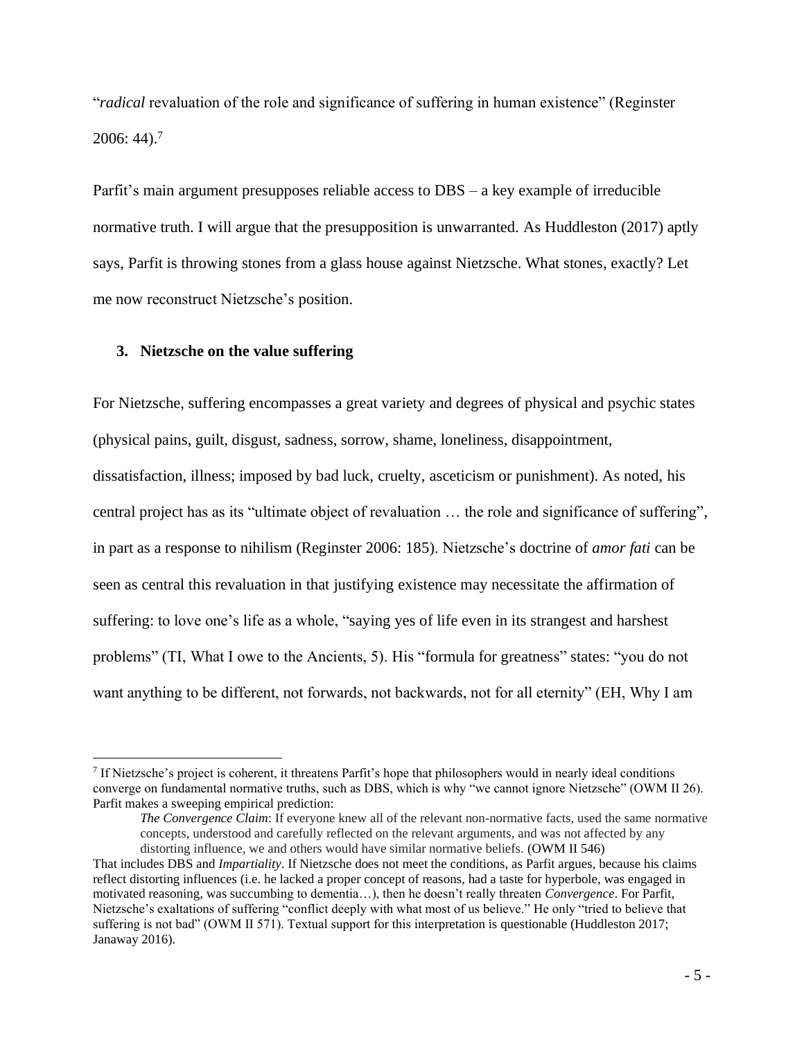"*radical* revaluation of the role and significance of suffering in human existence" (Reginster 2006: 44).[7]

Parfit's main argument presupposes reliable access to DBS – a key example of irreducible normative truth. I will argue that the presupposition is unwarranted. As Huddleston (2017) aptly says, Parfit is throwing stones from a glass house against Nietzsche. What stones, exactly? Let me now reconstruct Nietzsche's position.

## 3. Nietzsche on the value suffering

For Nietzsche, suffering encompasses a great variety and degrees of physical and psychic states (physical pains, guilt, disgust, sadness, sorrow, shame, loneliness, disappointment, dissatisfaction, illness; imposed by bad luck, cruelty, asceticism or punishment). As noted, his central project has as its "ultimate object of revaluation … the role and significance of suffering", in part as a response to nihilism (Reginster 2006: 185). Nietzsche's doctrine of *amor fati* can be seen as central this revaluation in that justifying existence may necessitate the affirmation of suffering: to love one's life as a whole, "saying yes of life even in its strangest and harshest problems" (TI, What I owe to the Ancients, 5). His "formula for greatness" states: "you do not want anything to be different, not forwards, not backwards, not for all eternity" (EH, Why I am

---

[7] If Nietzsche's project is coherent, it threatens Parfit's hope that philosophers would in nearly ideal conditions converge on fundamental normative truths, such as DBS, which is why "we cannot ignore Nietzsche" (OWM II 26). Parfit makes a sweeping empirical prediction:

> *The Convergence Claim*: If everyone knew all of the relevant non-normative facts, used the same normative concepts, understood and carefully reflected on the relevant arguments, and was not affected by any distorting influence, we and others would have similar normative beliefs. (OWM II 546)

That includes DBS and *Impartiality*. If Nietzsche does not meet the conditions, as Parfit argues, because his claims reflect distorting influences (i.e. he lacked a proper concept of reasons, had a taste for hyperbole, was engaged in motivated reasoning, was succumbing to dementia…), then he doesn't really threaten *Convergence*. For Parfit, Nietzsche's exaltations of suffering "conflict deeply with what most of us believe." He only "tried to believe that suffering is not bad" (OWM II 571). Textual support for this interpretation is questionable (Huddleston 2017; Janaway 2016).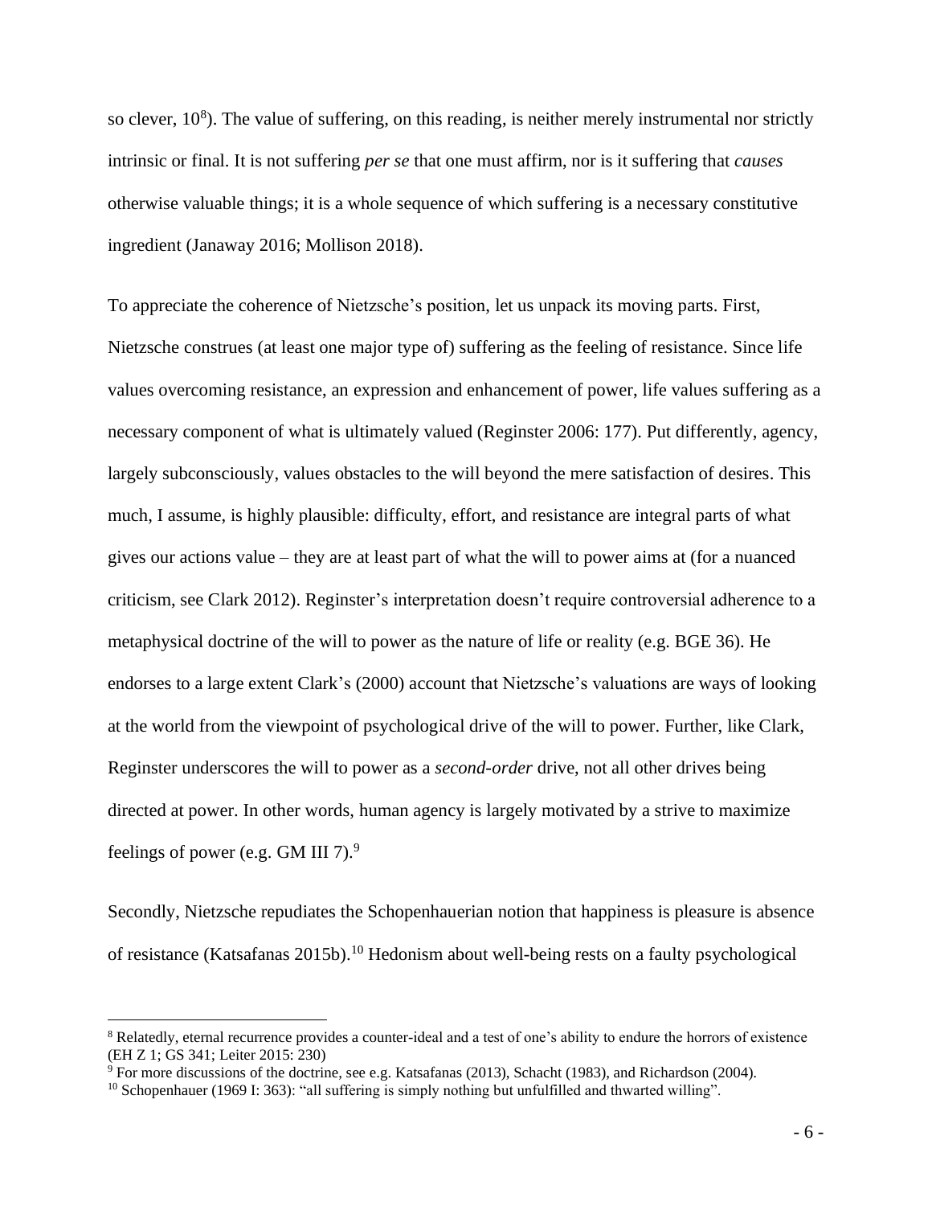so clever, 10[8]). The value of suffering, on this reading, is neither merely instrumental nor strictly intrinsic or final. It is not suffering *per se* that one must affirm, nor is it suffering that *causes* otherwise valuable things; it is a whole sequence of which suffering is a necessary constitutive ingredient (Janaway 2016; Mollison 2018).

To appreciate the coherence of Nietzsche's position, let us unpack its moving parts. First, Nietzsche construes (at least one major type of) suffering as the feeling of resistance. Since life values overcoming resistance, an expression and enhancement of power, life values suffering as a necessary component of what is ultimately valued (Reginster 2006: 177). Put differently, agency, largely subconsciously, values obstacles to the will beyond the mere satisfaction of desires. This much, I assume, is highly plausible: difficulty, effort, and resistance are integral parts of what gives our actions value – they are at least part of what the will to power aims at (for a nuanced criticism, see Clark 2012). Reginster's interpretation doesn't require controversial adherence to a metaphysical doctrine of the will to power as the nature of life or reality (e.g. BGE 36). He endorses to a large extent Clark's (2000) account that Nietzsche's valuations are ways of looking at the world from the viewpoint of psychological drive of the will to power. Further, like Clark, Reginster underscores the will to power as a *second-order* drive, not all other drives being directed at power. In other words, human agency is largely motivated by a strive to maximize feelings of power (e.g. GM III 7).[9]

Secondly, Nietzsche repudiates the Schopenhauerian notion that happiness is pleasure is absence of resistance (Katsafanas 2015b).[10] Hedonism about well-being rests on a faulty psychological

---

[8] Relatedly, eternal recurrence provides a counter-ideal and a test of one's ability to endure the horrors of existence (EH Z 1; GS 341; Leiter 2015: 230)

[9] For more discussions of the doctrine, see e.g. Katsafanas (2013), Schacht (1983), and Richardson (2004).

[10] Schopenhauer (1969 I: 363): "all suffering is simply nothing but unfulfilled and thwarted willing".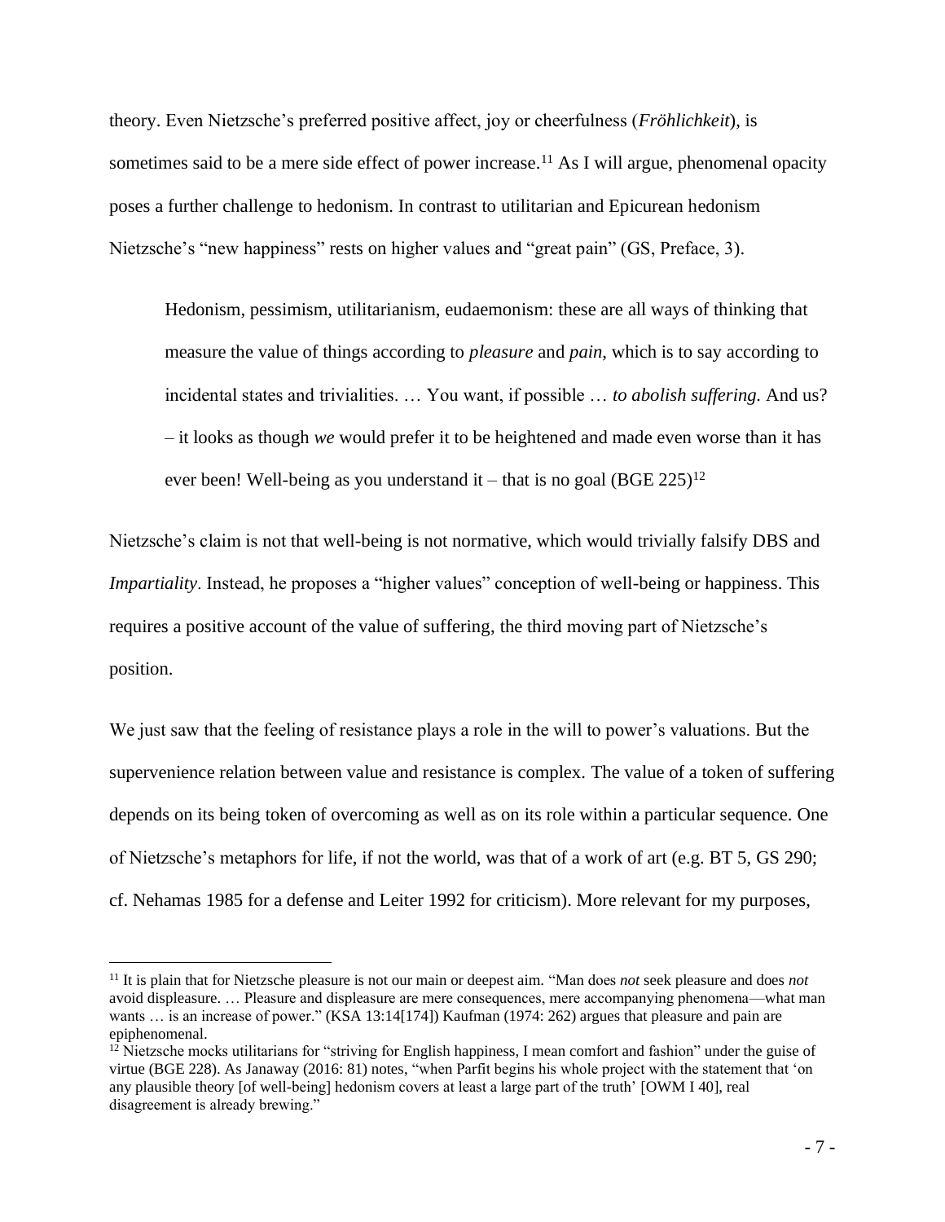theory. Even Nietzsche's preferred positive affect, joy or cheerfulness (*Fröhlichkeit*), is sometimes said to be a mere side effect of power increase.[11] As I will argue, phenomenal opacity poses a further challenge to hedonism. In contrast to utilitarian and Epicurean hedonism Nietzsche's "new happiness" rests on higher values and "great pain" (GS, Preface, 3).

> Hedonism, pessimism, utilitarianism, eudaemonism: these are all ways of thinking that measure the value of things according to *pleasure* and *pain*, which is to say according to incidental states and trivialities. … You want, if possible … *to abolish suffering.* And us? – it looks as though *we* would prefer it to be heightened and made even worse than it has ever been! Well-being as you understand it – that is no goal (BGE 225)[12]

Nietzsche's claim is not that well-being is not normative, which would trivially falsify DBS and *Impartiality*. Instead, he proposes a "higher values" conception of well-being or happiness. This requires a positive account of the value of suffering, the third moving part of Nietzsche's position.

We just saw that the feeling of resistance plays a role in the will to power's valuations. But the supervenience relation between value and resistance is complex. The value of a token of suffering depends on its being token of overcoming as well as on its role within a particular sequence. One of Nietzsche's metaphors for life, if not the world, was that of a work of art (e.g. BT 5, GS 290; cf. Nehamas 1985 for a defense and Leiter 1992 for criticism). More relevant for my purposes,

---

[11] It is plain that for Nietzsche pleasure is not our main or deepest aim. "Man does *not* seek pleasure and does *not* avoid displeasure. … Pleasure and displeasure are mere consequences, mere accompanying phenomena—what man wants … is an increase of power." (KSA 13:14[174]) Kaufman (1974: 262) argues that pleasure and pain are epiphenomenal.

[12] Nietzsche mocks utilitarians for "striving for English happiness, I mean comfort and fashion" under the guise of virtue (BGE 228). As Janaway (2016: 81) notes, "when Parfit begins his whole project with the statement that 'on any plausible theory [of well-being] hedonism covers at least a large part of the truth' [OWM I 40], real disagreement is already brewing."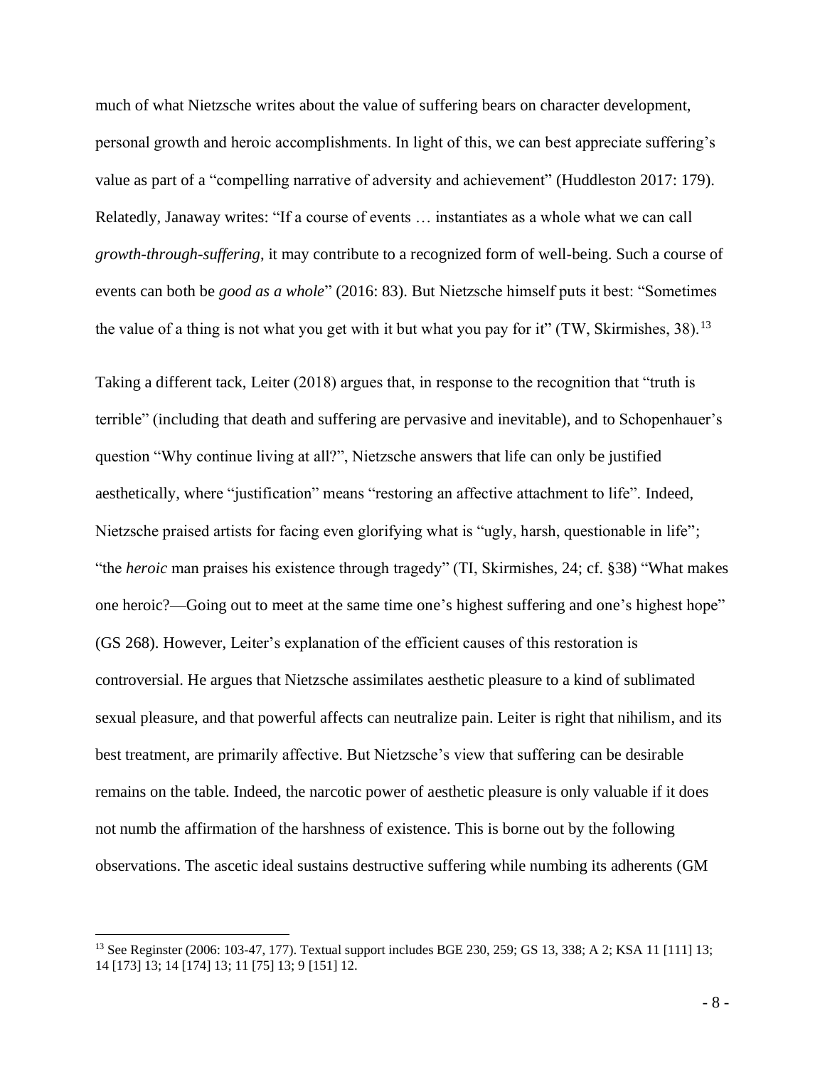much of what Nietzsche writes about the value of suffering bears on character development, personal growth and heroic accomplishments. In light of this, we can best appreciate suffering's value as part of a "compelling narrative of adversity and achievement" (Huddleston 2017: 179). Relatedly, Janaway writes: "If a course of events … instantiates as a whole what we can call *growth-through-suffering*, it may contribute to a recognized form of well-being. Such a course of events can both be *good as a whole*" (2016: 83). But Nietzsche himself puts it best: "Sometimes the value of a thing is not what you get with it but what you pay for it" (TW, Skirmishes, 38).[13]

Taking a different tack, Leiter (2018) argues that, in response to the recognition that "truth is terrible" (including that death and suffering are pervasive and inevitable), and to Schopenhauer's question "Why continue living at all?", Nietzsche answers that life can only be justified aesthetically, where "justification" means "restoring an affective attachment to life". Indeed, Nietzsche praised artists for facing even glorifying what is "ugly, harsh, questionable in life"; "the *heroic* man praises his existence through tragedy" (TI, Skirmishes, 24; cf. §38) "What makes one heroic?—Going out to meet at the same time one's highest suffering and one's highest hope" (GS 268). However, Leiter's explanation of the efficient causes of this restoration is controversial. He argues that Nietzsche assimilates aesthetic pleasure to a kind of sublimated sexual pleasure, and that powerful affects can neutralize pain. Leiter is right that nihilism, and its best treatment, are primarily affective. But Nietzsche's view that suffering can be desirable remains on the table. Indeed, the narcotic power of aesthetic pleasure is only valuable if it does not numb the affirmation of the harshness of existence. This is borne out by the following observations. The ascetic ideal sustains destructive suffering while numbing its adherents (GM

[13] See Reginster (2006: 103-47, 177). Textual support includes BGE 230, 259; GS 13, 338; A 2; KSA 11 [111] 13; 14 [173] 13; 14 [174] 13; 11 [75] 13; 9 [151] 12.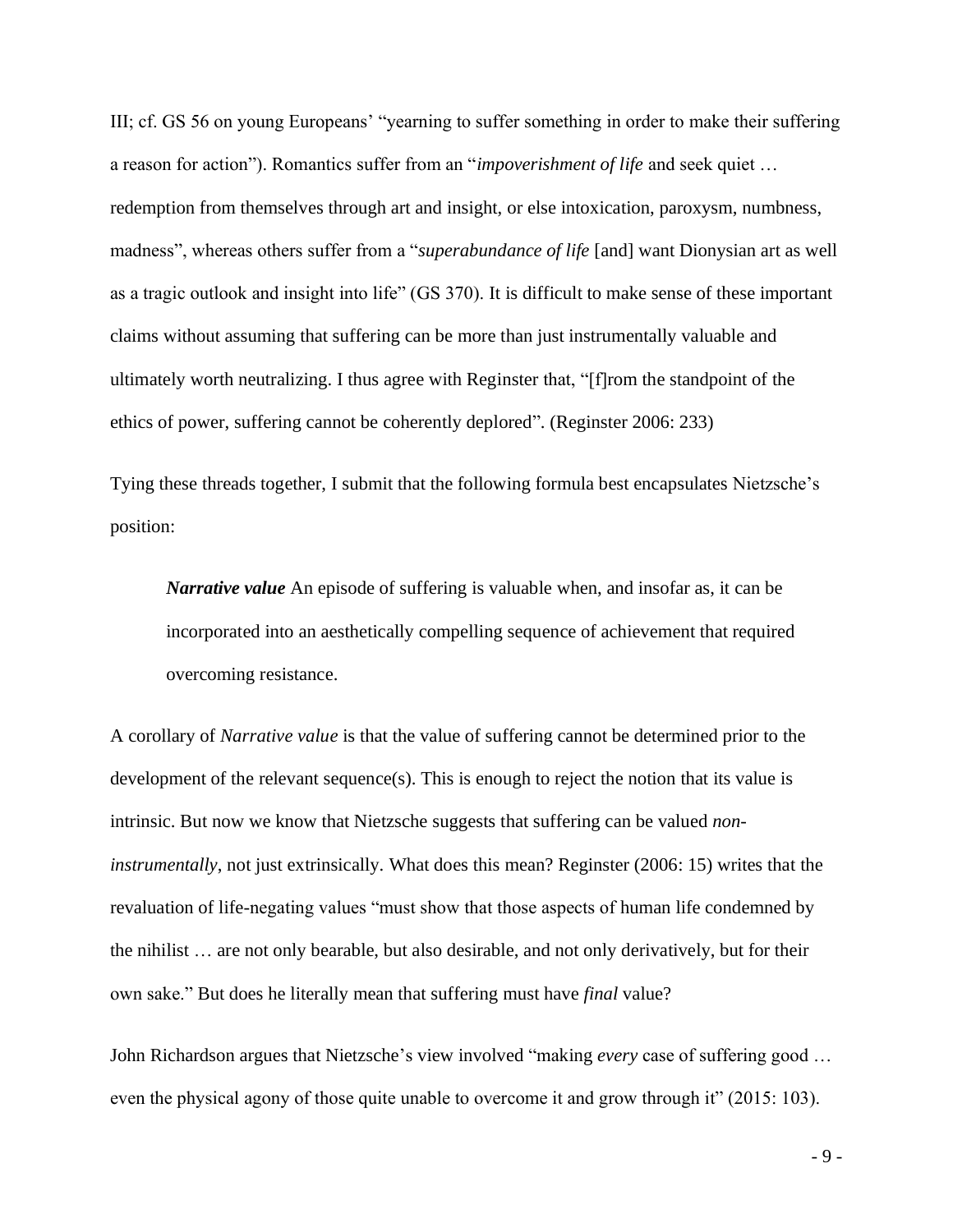III; cf. GS 56 on young Europeans' "yearning to suffer something in order to make their suffering a reason for action"). Romantics suffer from an "*impoverishment of life* and seek quiet … redemption from themselves through art and insight, or else intoxication, paroxysm, numbness, madness", whereas others suffer from a "*superabundance of life* [and] want Dionysian art as well as a tragic outlook and insight into life" (GS 370). It is difficult to make sense of these important claims without assuming that suffering can be more than just instrumentally valuable and ultimately worth neutralizing. I thus agree with Reginster that, "[f]rom the standpoint of the ethics of power, suffering cannot be coherently deplored". (Reginster 2006: 233)

Tying these threads together, I submit that the following formula best encapsulates Nietzsche's position:

> ***Narrative value*** An episode of suffering is valuable when, and insofar as, it can be incorporated into an aesthetically compelling sequence of achievement that required overcoming resistance.

A corollary of *Narrative value* is that the value of suffering cannot be determined prior to the development of the relevant sequence(s). This is enough to reject the notion that its value is intrinsic. But now we know that Nietzsche suggests that suffering can be valued *non-instrumentally*, not just extrinsically. What does this mean? Reginster (2006: 15) writes that the revaluation of life-negating values "must show that those aspects of human life condemned by the nihilist … are not only bearable, but also desirable, and not only derivatively, but for their own sake." But does he literally mean that suffering must have *final* value?

John Richardson argues that Nietzsche's view involved "making *every* case of suffering good … even the physical agony of those quite unable to overcome it and grow through it" (2015: 103).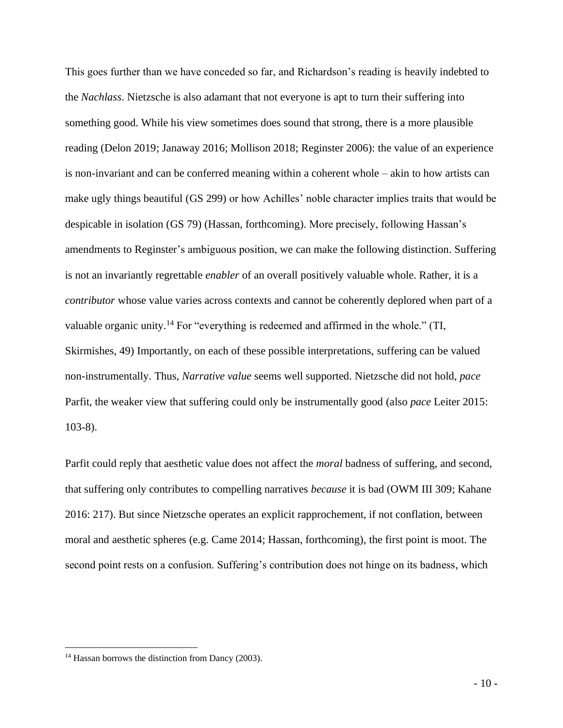This goes further than we have conceded so far, and Richardson's reading is heavily indebted to the *Nachlass*. Nietzsche is also adamant that not everyone is apt to turn their suffering into something good. While his view sometimes does sound that strong, there is a more plausible reading (Delon 2019; Janaway 2016; Mollison 2018; Reginster 2006): the value of an experience is non-invariant and can be conferred meaning within a coherent whole – akin to how artists can make ugly things beautiful (GS 299) or how Achilles' noble character implies traits that would be despicable in isolation (GS 79) (Hassan, forthcoming). More precisely, following Hassan's amendments to Reginster's ambiguous position, we can make the following distinction. Suffering is not an invariantly regrettable *enabler* of an overall positively valuable whole. Rather, it is a *contributor* whose value varies across contexts and cannot be coherently deplored when part of a valuable organic unity.[14] For "everything is redeemed and affirmed in the whole." (TI, Skirmishes, 49) Importantly, on each of these possible interpretations, suffering can be valued non-instrumentally. Thus, *Narrative value* seems well supported. Nietzsche did not hold, *pace* Parfit, the weaker view that suffering could only be instrumentally good (also *pace* Leiter 2015: 103-8).

Parfit could reply that aesthetic value does not affect the *moral* badness of suffering, and second, that suffering only contributes to compelling narratives *because* it is bad (OWM III 309; Kahane 2016: 217). But since Nietzsche operates an explicit rapprochement, if not conflation, between moral and aesthetic spheres (e.g. Came 2014; Hassan, forthcoming), the first point is moot. The second point rests on a confusion. Suffering's contribution does not hinge on its badness, which

[14] Hassan borrows the distinction from Dancy (2003).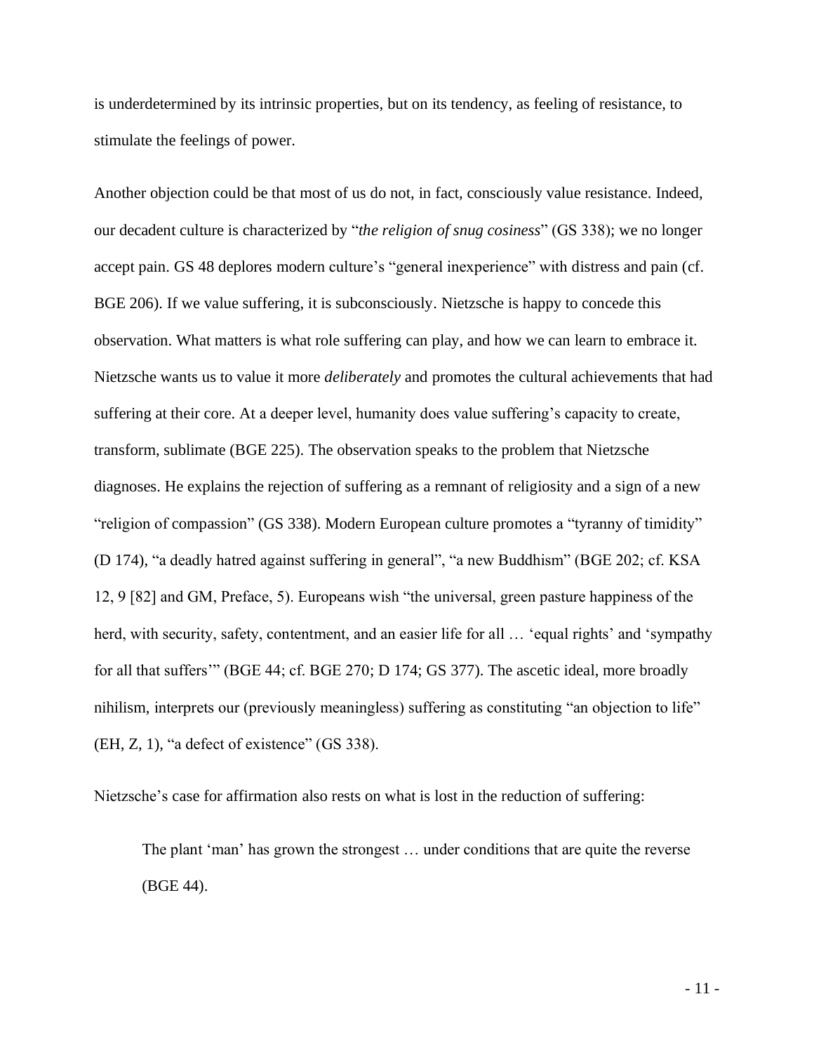is underdetermined by its intrinsic properties, but on its tendency, as feeling of resistance, to stimulate the feelings of power.

Another objection could be that most of us do not, in fact, consciously value resistance. Indeed, our decadent culture is characterized by "*the religion of snug cosiness*" (GS 338); we no longer accept pain. GS 48 deplores modern culture's "general inexperience" with distress and pain (cf. BGE 206). If we value suffering, it is subconsciously. Nietzsche is happy to concede this observation. What matters is what role suffering can play, and how we can learn to embrace it. Nietzsche wants us to value it more *deliberately* and promotes the cultural achievements that had suffering at their core. At a deeper level, humanity does value suffering's capacity to create, transform, sublimate (BGE 225). The observation speaks to the problem that Nietzsche diagnoses. He explains the rejection of suffering as a remnant of religiosity and a sign of a new "religion of compassion" (GS 338). Modern European culture promotes a "tyranny of timidity" (D 174), "a deadly hatred against suffering in general", "a new Buddhism" (BGE 202; cf. KSA 12, 9 [82] and GM, Preface, 5). Europeans wish "the universal, green pasture happiness of the herd, with security, safety, contentment, and an easier life for all … 'equal rights' and 'sympathy for all that suffers'" (BGE 44; cf. BGE 270; D 174; GS 377). The ascetic ideal, more broadly nihilism, interprets our (previously meaningless) suffering as constituting "an objection to life" (EH, Z, 1), "a defect of existence" (GS 338).

Nietzsche's case for affirmation also rests on what is lost in the reduction of suffering:

> The plant 'man' has grown the strongest … under conditions that are quite the reverse (BGE 44).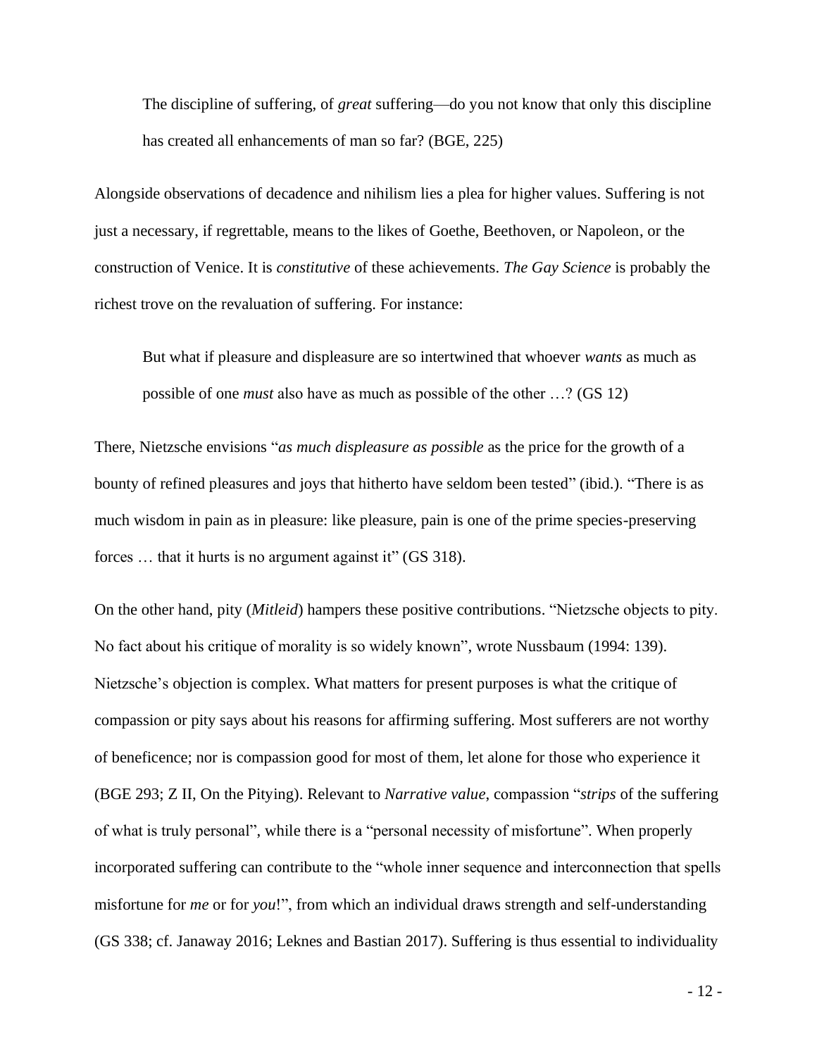> The discipline of suffering, of *great* suffering—do you not know that only this discipline has created all enhancements of man so far? (BGE, 225)

Alongside observations of decadence and nihilism lies a plea for higher values. Suffering is not just a necessary, if regrettable, means to the likes of Goethe, Beethoven, or Napoleon, or the construction of Venice. It is *constitutive* of these achievements. *The Gay Science* is probably the richest trove on the revaluation of suffering. For instance:

> But what if pleasure and displeasure are so intertwined that whoever *wants* as much as possible of one *must* also have as much as possible of the other …? (GS 12)

There, Nietzsche envisions "*as much displeasure as possible* as the price for the growth of a bounty of refined pleasures and joys that hitherto have seldom been tested" (ibid.). "There is as much wisdom in pain as in pleasure: like pleasure, pain is one of the prime species-preserving forces … that it hurts is no argument against it" (GS 318).

On the other hand, pity (*Mitleid*) hampers these positive contributions. "Nietzsche objects to pity. No fact about his critique of morality is so widely known", wrote Nussbaum (1994: 139). Nietzsche's objection is complex. What matters for present purposes is what the critique of compassion or pity says about his reasons for affirming suffering. Most sufferers are not worthy of beneficence; nor is compassion good for most of them, let alone for those who experience it (BGE 293; Z II, On the Pitying). Relevant to *Narrative value*, compassion "*strips* of the suffering of what is truly personal", while there is a "personal necessity of misfortune". When properly incorporated suffering can contribute to the "whole inner sequence and interconnection that spells misfortune for *me* or for *you*!", from which an individual draws strength and self-understanding (GS 338; cf. Janaway 2016; Leknes and Bastian 2017). Suffering is thus essential to individuality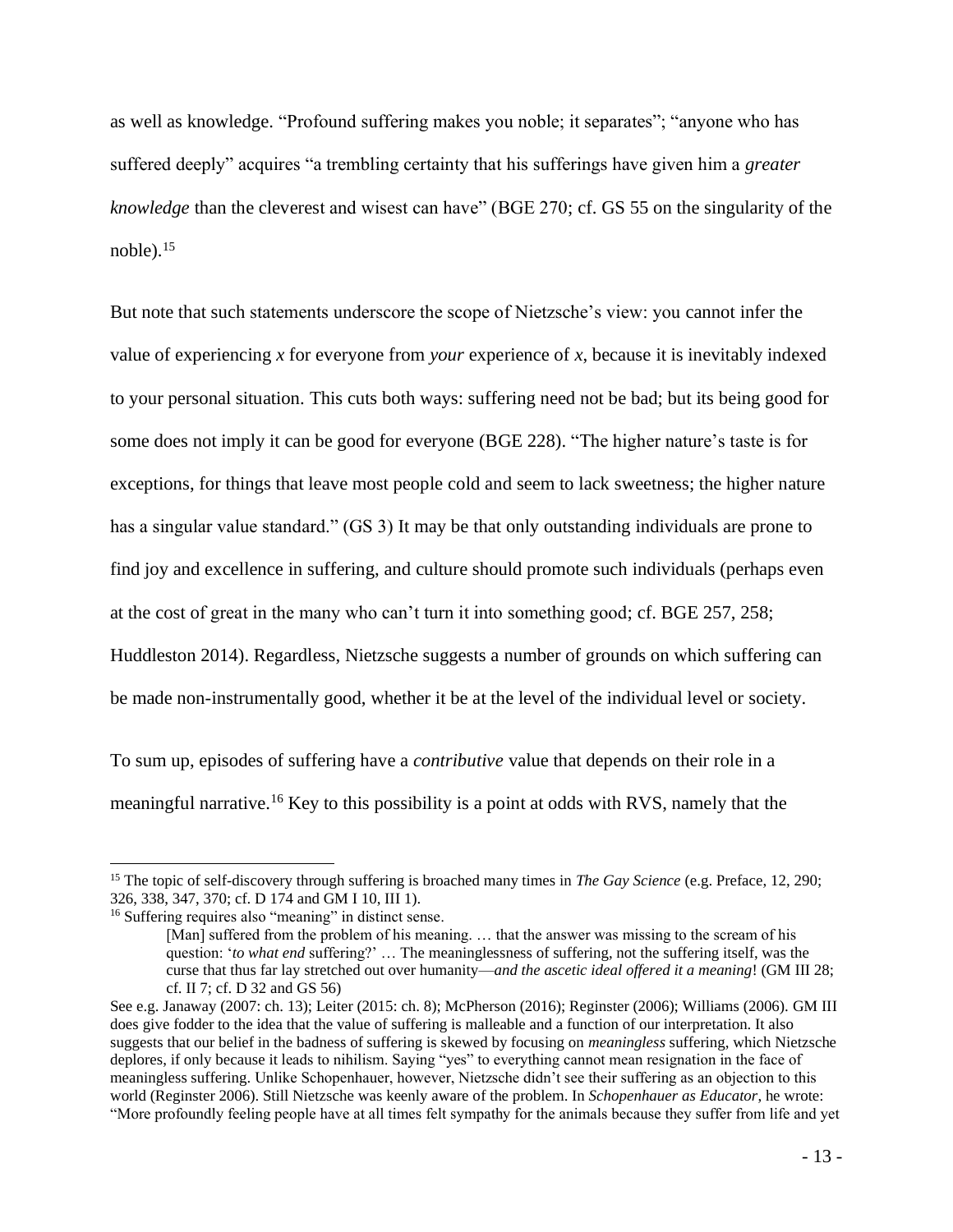as well as knowledge. "Profound suffering makes you noble; it separates"; "anyone who has suffered deeply" acquires "a trembling certainty that his sufferings have given him a *greater knowledge* than the cleverest and wisest can have" (BGE 270; cf. GS 55 on the singularity of the noble).[15]

But note that such statements underscore the scope of Nietzsche's view: you cannot infer the value of experiencing *x* for everyone from *your* experience of *x*, because it is inevitably indexed to your personal situation. This cuts both ways: suffering need not be bad; but its being good for some does not imply it can be good for everyone (BGE 228). "The higher nature's taste is for exceptions, for things that leave most people cold and seem to lack sweetness; the higher nature has a singular value standard." (GS 3) It may be that only outstanding individuals are prone to find joy and excellence in suffering, and culture should promote such individuals (perhaps even at the cost of great in the many who can't turn it into something good; cf. BGE 257, 258; Huddleston 2014). Regardless, Nietzsche suggests a number of grounds on which suffering can be made non-instrumentally good, whether it be at the level of the individual level or society.

To sum up, episodes of suffering have a *contributive* value that depends on their role in a meaningful narrative.[16] Key to this possibility is a point at odds with RVS, namely that the

---

[15] The topic of self-discovery through suffering is broached many times in *The Gay Science* (e.g. Preface, 12, 290; 326, 338, 347, 370; cf. D 174 and GM I 10, III 1).

[16] Suffering requires also "meaning" in distinct sense.

> [Man] suffered from the problem of his meaning. … that the answer was missing to the scream of his question: '*to what end* suffering?' … The meaninglessness of suffering, not the suffering itself, was the curse that thus far lay stretched out over humanity—*and the ascetic ideal offered it a meaning*! (GM III 28; cf. II 7; cf. D 32 and GS 56)

See e.g. Janaway (2007: ch. 13); Leiter (2015: ch. 8); McPherson (2016); Reginster (2006); Williams (2006). GM III does give fodder to the idea that the value of suffering is malleable and a function of our interpretation. It also suggests that our belief in the badness of suffering is skewed by focusing on *meaningless* suffering, which Nietzsche deplores, if only because it leads to nihilism. Saying "yes" to everything cannot mean resignation in the face of meaningless suffering. Unlike Schopenhauer, however, Nietzsche didn't see their suffering as an objection to this world (Reginster 2006). Still Nietzsche was keenly aware of the problem. In *Schopenhauer as Educator*, he wrote: "More profoundly feeling people have at all times felt sympathy for the animals because they suffer from life and yet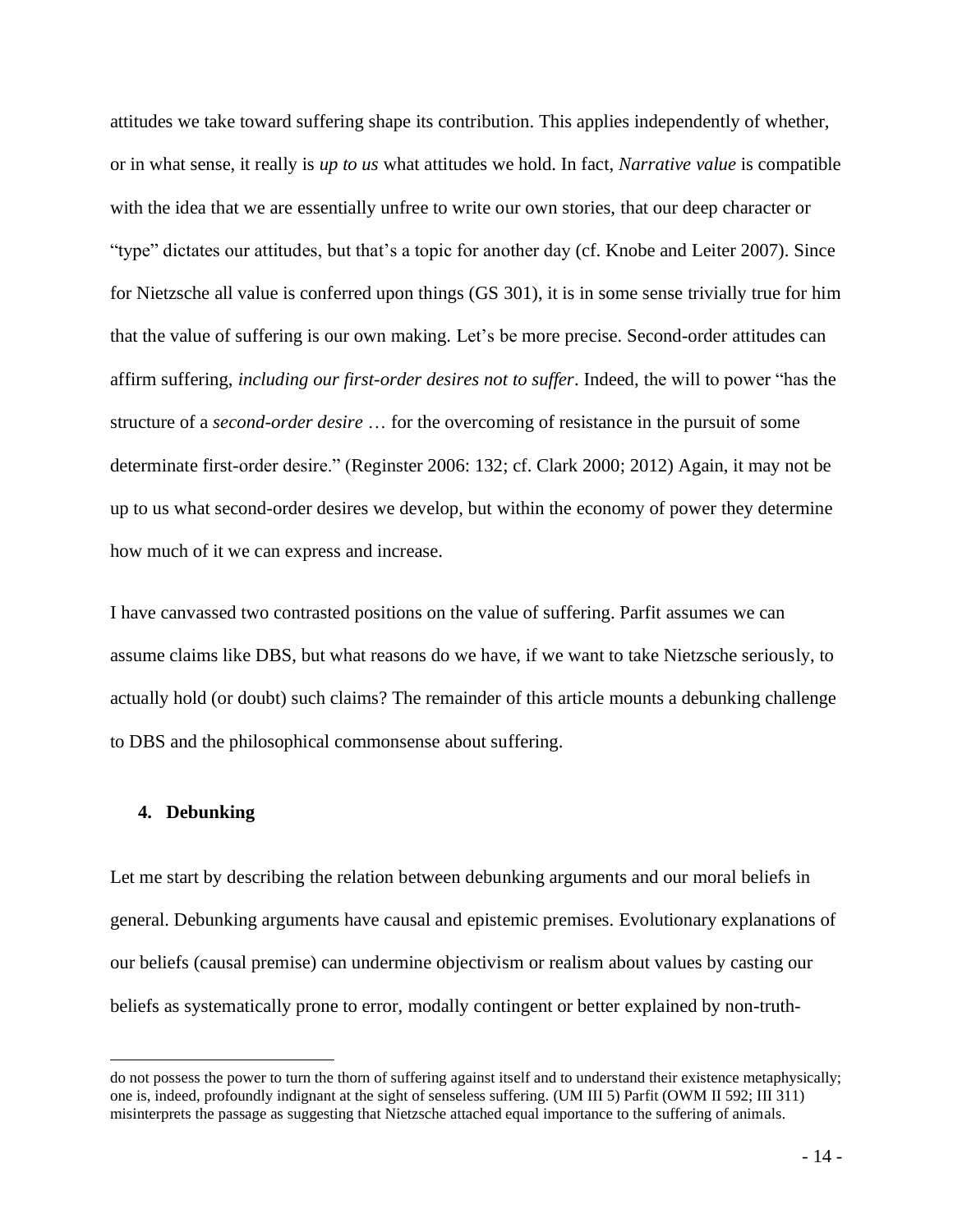attitudes we take toward suffering shape its contribution. This applies independently of whether, or in what sense, it really is *up to us* what attitudes we hold. In fact, *Narrative value* is compatible with the idea that we are essentially unfree to write our own stories, that our deep character or "type" dictates our attitudes, but that's a topic for another day (cf. Knobe and Leiter 2007). Since for Nietzsche all value is conferred upon things (GS 301), it is in some sense trivially true for him that the value of suffering is our own making. Let's be more precise. Second-order attitudes can affirm suffering, *including our first-order desires not to suffer*. Indeed, the will to power "has the structure of a *second-order desire* … for the overcoming of resistance in the pursuit of some determinate first-order desire." (Reginster 2006: 132; cf. Clark 2000; 2012) Again, it may not be up to us what second-order desires we develop, but within the economy of power they determine how much of it we can express and increase.

I have canvassed two contrasted positions on the value of suffering. Parfit assumes we can assume claims like DBS, but what reasons do we have, if we want to take Nietzsche seriously, to actually hold (or doubt) such claims? The remainder of this article mounts a debunking challenge to DBS and the philosophical commonsense about suffering.

## 4. Debunking

Let me start by describing the relation between debunking arguments and our moral beliefs in general. Debunking arguments have causal and epistemic premises. Evolutionary explanations of our beliefs (causal premise) can undermine objectivism or realism about values by casting our beliefs as systematically prone to error, modally contingent or better explained by non-truth-

---

do not possess the power to turn the thorn of suffering against itself and to understand their existence metaphysically; one is, indeed, profoundly indignant at the sight of senseless suffering. (UM III 5) Parfit (OWM II 592; III 311) misinterprets the passage as suggesting that Nietzsche attached equal importance to the suffering of animals.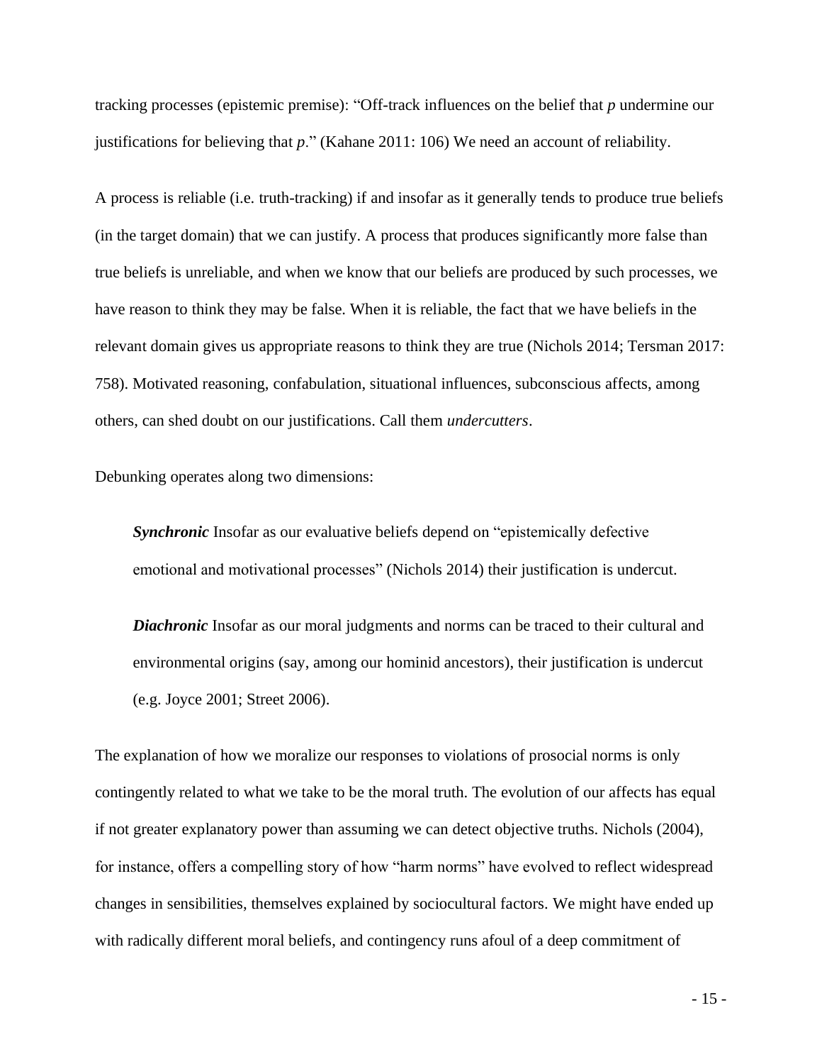tracking processes (epistemic premise): "Off-track influences on the belief that *p* undermine our justifications for believing that *p*." (Kahane 2011: 106) We need an account of reliability.

A process is reliable (i.e. truth-tracking) if and insofar as it generally tends to produce true beliefs (in the target domain) that we can justify. A process that produces significantly more false than true beliefs is unreliable, and when we know that our beliefs are produced by such processes, we have reason to think they may be false. When it is reliable, the fact that we have beliefs in the relevant domain gives us appropriate reasons to think they are true (Nichols 2014; Tersman 2017: 758). Motivated reasoning, confabulation, situational influences, subconscious affects, among others, can shed doubt on our justifications. Call them *undercutters*.

Debunking operates along two dimensions:

> ***Synchronic*** Insofar as our evaluative beliefs depend on "epistemically defective emotional and motivational processes" (Nichols 2014) their justification is undercut.
>
> ***Diachronic*** Insofar as our moral judgments and norms can be traced to their cultural and environmental origins (say, among our hominid ancestors), their justification is undercut (e.g. Joyce 2001; Street 2006).

The explanation of how we moralize our responses to violations of prosocial norms is only contingently related to what we take to be the moral truth. The evolution of our affects has equal if not greater explanatory power than assuming we can detect objective truths. Nichols (2004), for instance, offers a compelling story of how "harm norms" have evolved to reflect widespread changes in sensibilities, themselves explained by sociocultural factors. We might have ended up with radically different moral beliefs, and contingency runs afoul of a deep commitment of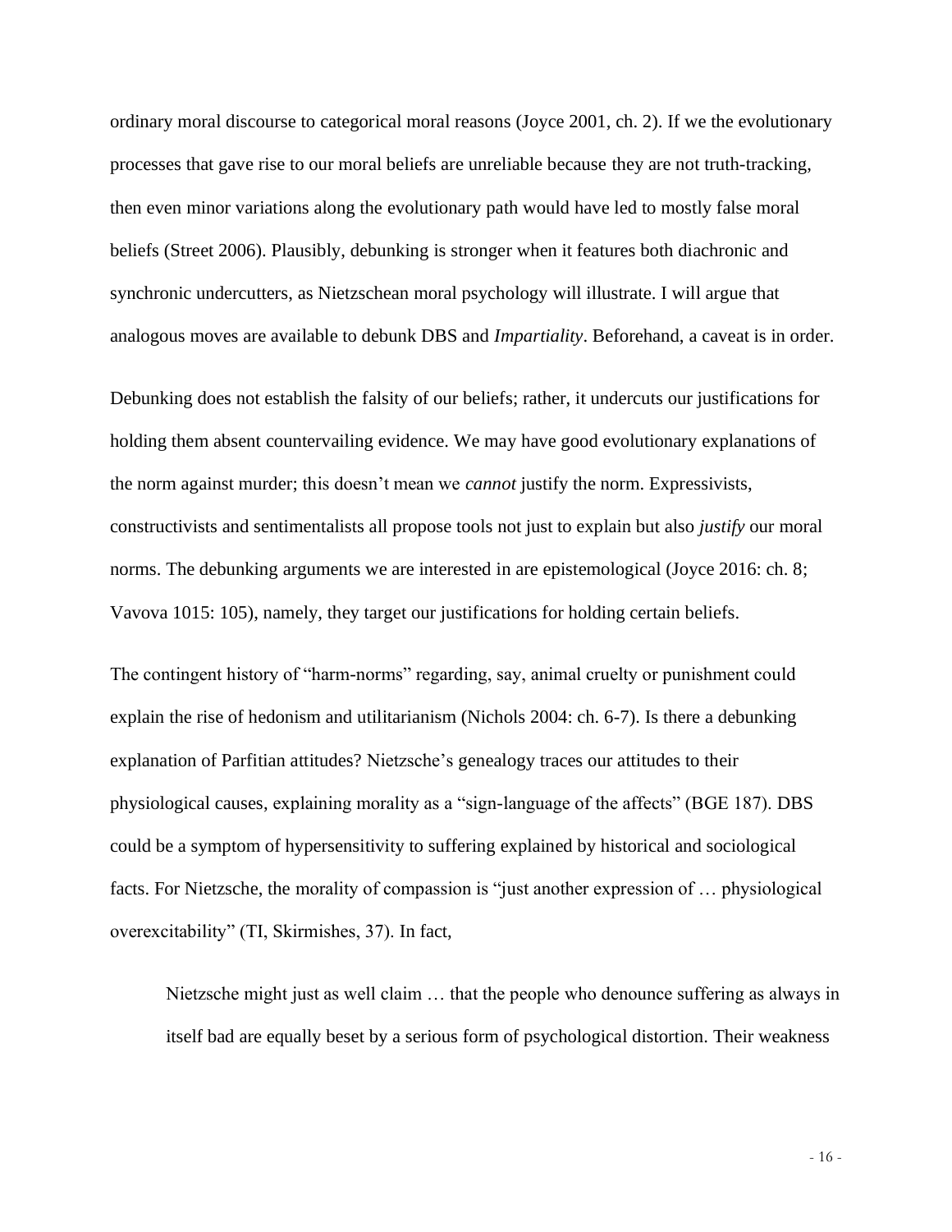ordinary moral discourse to categorical moral reasons (Joyce 2001, ch. 2). If we the evolutionary processes that gave rise to our moral beliefs are unreliable because they are not truth-tracking, then even minor variations along the evolutionary path would have led to mostly false moral beliefs (Street 2006). Plausibly, debunking is stronger when it features both diachronic and synchronic undercutters, as Nietzschean moral psychology will illustrate. I will argue that analogous moves are available to debunk DBS and *Impartiality*. Beforehand, a caveat is in order.

Debunking does not establish the falsity of our beliefs; rather, it undercuts our justifications for holding them absent countervailing evidence. We may have good evolutionary explanations of the norm against murder; this doesn't mean we *cannot* justify the norm. Expressivists, constructivists and sentimentalists all propose tools not just to explain but also *justify* our moral norms. The debunking arguments we are interested in are epistemological (Joyce 2016: ch. 8; Vavova 1015: 105), namely, they target our justifications for holding certain beliefs.

The contingent history of "harm-norms" regarding, say, animal cruelty or punishment could explain the rise of hedonism and utilitarianism (Nichols 2004: ch. 6-7). Is there a debunking explanation of Parfitian attitudes? Nietzsche's genealogy traces our attitudes to their physiological causes, explaining morality as a "sign-language of the affects" (BGE 187). DBS could be a symptom of hypersensitivity to suffering explained by historical and sociological facts. For Nietzsche, the morality of compassion is "just another expression of … physiological overexcitability" (TI, Skirmishes, 37). In fact,

> Nietzsche might just as well claim … that the people who denounce suffering as always in itself bad are equally beset by a serious form of psychological distortion. Their weakness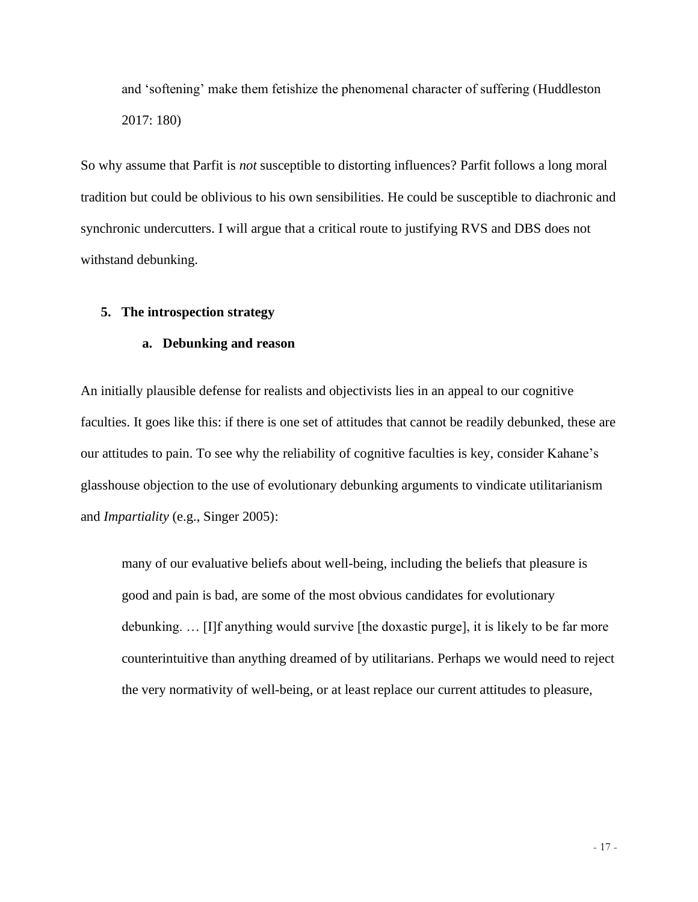> and 'softening' make them fetishize the phenomenal character of suffering (Huddleston 2017: 180)

So why assume that Parfit is *not* susceptible to distorting influences? Parfit follows a long moral tradition but could be oblivious to his own sensibilities. He could be susceptible to diachronic and synchronic undercutters. I will argue that a critical route to justifying RVS and DBS does not withstand debunking.

## 5. The introspection strategy

### a. Debunking and reason

An initially plausible defense for realists and objectivists lies in an appeal to our cognitive faculties. It goes like this: if there is one set of attitudes that cannot be readily debunked, these are our attitudes to pain. To see why the reliability of cognitive faculties is key, consider Kahane's glasshouse objection to the use of evolutionary debunking arguments to vindicate utilitarianism and *Impartiality* (e.g., Singer 2005):

> many of our evaluative beliefs about well-being, including the beliefs that pleasure is good and pain is bad, are some of the most obvious candidates for evolutionary debunking. … [I]f anything would survive [the doxastic purge], it is likely to be far more counterintuitive than anything dreamed of by utilitarians. Perhaps we would need to reject the very normativity of well-being, or at least replace our current attitudes to pleasure,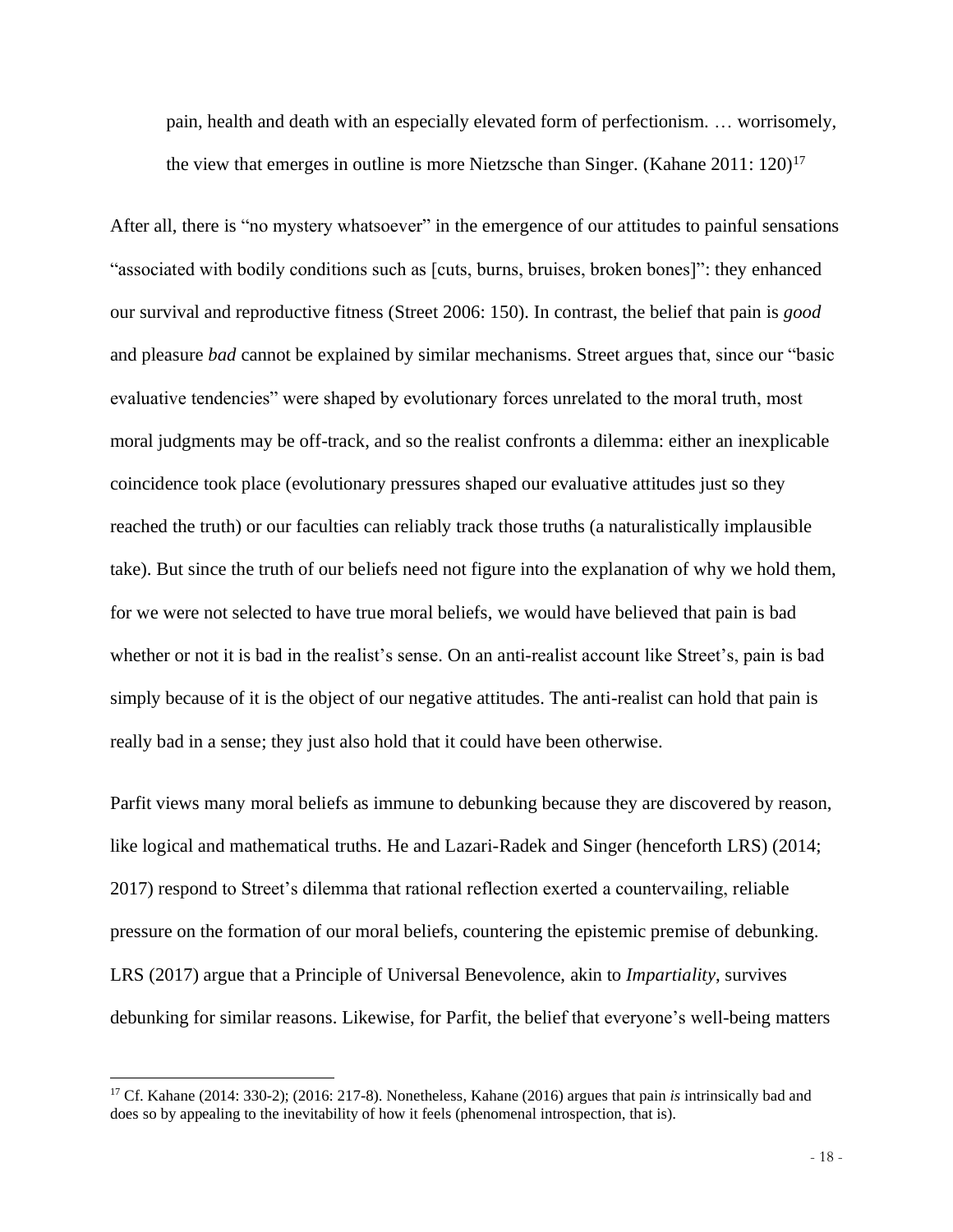> pain, health and death with an especially elevated form of perfectionism. … worrisomely, the view that emerges in outline is more Nietzsche than Singer. (Kahane 2011: 120)[17]

After all, there is "no mystery whatsoever" in the emergence of our attitudes to painful sensations "associated with bodily conditions such as [cuts, burns, bruises, broken bones]": they enhanced our survival and reproductive fitness (Street 2006: 150). In contrast, the belief that pain is *good* and pleasure *bad* cannot be explained by similar mechanisms. Street argues that, since our "basic evaluative tendencies" were shaped by evolutionary forces unrelated to the moral truth, most moral judgments may be off-track, and so the realist confronts a dilemma: either an inexplicable coincidence took place (evolutionary pressures shaped our evaluative attitudes just so they reached the truth) or our faculties can reliably track those truths (a naturalistically implausible take). But since the truth of our beliefs need not figure into the explanation of why we hold them, for we were not selected to have true moral beliefs, we would have believed that pain is bad whether or not it is bad in the realist's sense. On an anti-realist account like Street's, pain is bad simply because of it is the object of our negative attitudes. The anti-realist can hold that pain is really bad in a sense; they just also hold that it could have been otherwise.

Parfit views many moral beliefs as immune to debunking because they are discovered by reason, like logical and mathematical truths. He and Lazari-Radek and Singer (henceforth LRS) (2014; 2017) respond to Street's dilemma that rational reflection exerted a countervailing, reliable pressure on the formation of our moral beliefs, countering the epistemic premise of debunking. LRS (2017) argue that a Principle of Universal Benevolence, akin to *Impartiality*, survives debunking for similar reasons. Likewise, for Parfit, the belief that everyone's well-being matters

[17] Cf. Kahane (2014: 330-2); (2016: 217-8). Nonetheless, Kahane (2016) argues that pain *is* intrinsically bad and does so by appealing to the inevitability of how it feels (phenomenal introspection, that is).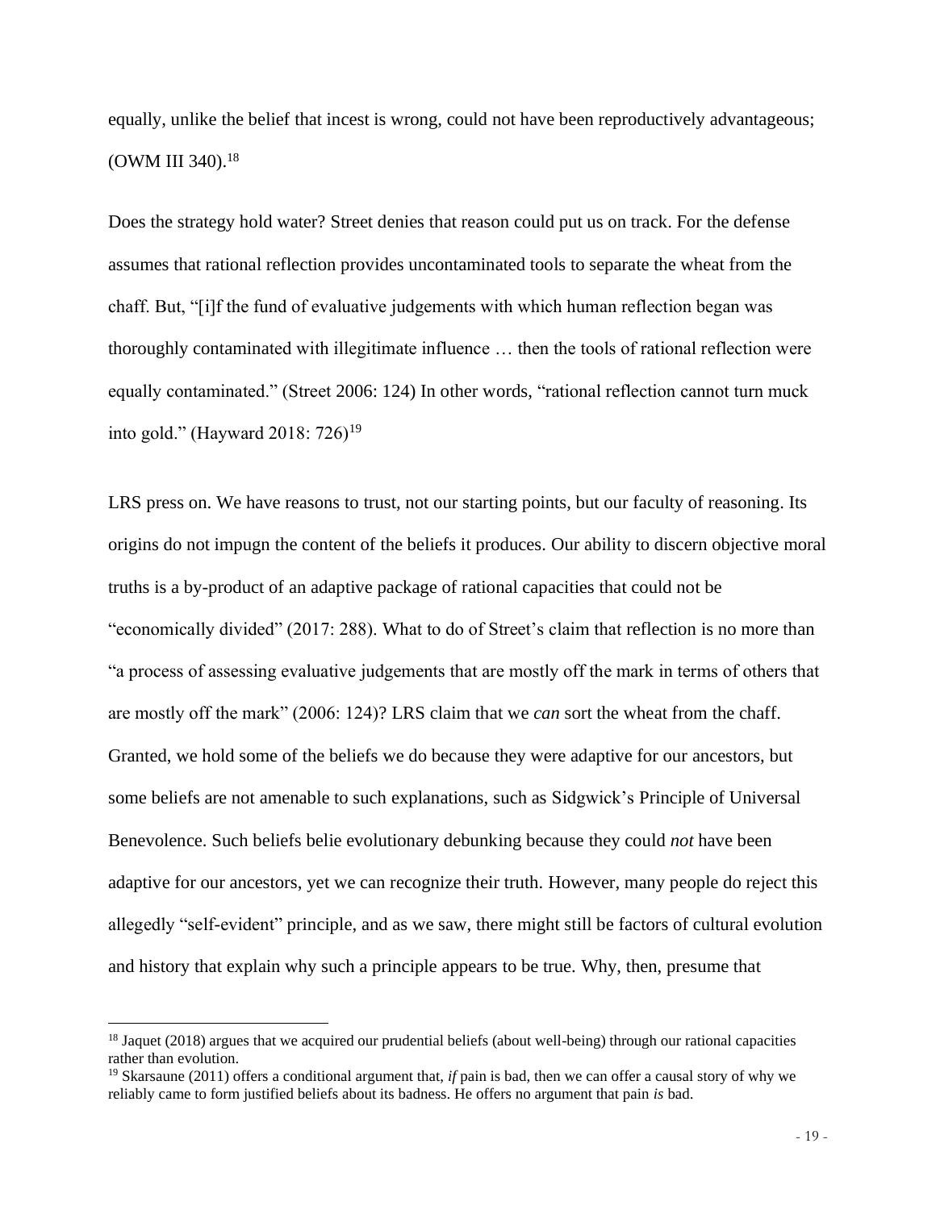equally, unlike the belief that incest is wrong, could not have been reproductively advantageous; (OWM III 340).[18]

Does the strategy hold water? Street denies that reason could put us on track. For the defense assumes that rational reflection provides uncontaminated tools to separate the wheat from the chaff. But, "[i]f the fund of evaluative judgements with which human reflection began was thoroughly contaminated with illegitimate influence … then the tools of rational reflection were equally contaminated." (Street 2006: 124) In other words, "rational reflection cannot turn muck into gold." (Hayward 2018: 726)[19]

LRS press on. We have reasons to trust, not our starting points, but our faculty of reasoning. Its origins do not impugn the content of the beliefs it produces. Our ability to discern objective moral truths is a by-product of an adaptive package of rational capacities that could not be "economically divided" (2017: 288). What to do of Street's claim that reflection is no more than "a process of assessing evaluative judgements that are mostly off the mark in terms of others that are mostly off the mark" (2006: 124)? LRS claim that we *can* sort the wheat from the chaff. Granted, we hold some of the beliefs we do because they were adaptive for our ancestors, but some beliefs are not amenable to such explanations, such as Sidgwick's Principle of Universal Benevolence. Such beliefs belie evolutionary debunking because they could *not* have been adaptive for our ancestors, yet we can recognize their truth. However, many people do reject this allegedly "self-evident" principle, and as we saw, there might still be factors of cultural evolution and history that explain why such a principle appears to be true. Why, then, presume that

[18] Jaquet (2018) argues that we acquired our prudential beliefs (about well-being) through our rational capacities rather than evolution.

[19] Skarsaune (2011) offers a conditional argument that, *if* pain is bad, then we can offer a causal story of why we reliably came to form justified beliefs about its badness. He offers no argument that pain *is* bad.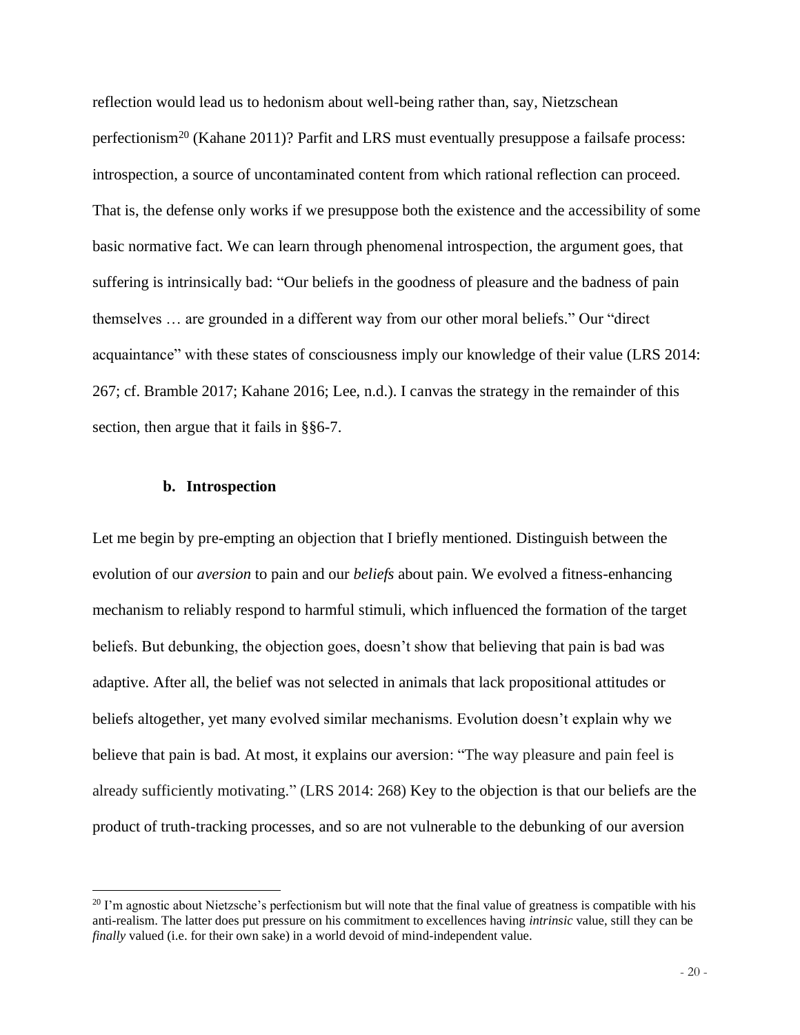reflection would lead us to hedonism about well-being rather than, say, Nietzschean perfectionism[20] (Kahane 2011)? Parfit and LRS must eventually presuppose a failsafe process: introspection, a source of uncontaminated content from which rational reflection can proceed. That is, the defense only works if we presuppose both the existence and the accessibility of some basic normative fact. We can learn through phenomenal introspection, the argument goes, that suffering is intrinsically bad: "Our beliefs in the goodness of pleasure and the badness of pain themselves … are grounded in a different way from our other moral beliefs." Our "direct acquaintance" with these states of consciousness imply our knowledge of their value (LRS 2014: 267; cf. Bramble 2017; Kahane 2016; Lee, n.d.). I canvas the strategy in the remainder of this section, then argue that it fails in §§6-7.

### b. Introspection

Let me begin by pre-empting an objection that I briefly mentioned. Distinguish between the evolution of our *aversion* to pain and our *beliefs* about pain. We evolved a fitness-enhancing mechanism to reliably respond to harmful stimuli, which influenced the formation of the target beliefs. But debunking, the objection goes, doesn't show that believing that pain is bad was adaptive. After all, the belief was not selected in animals that lack propositional attitudes or beliefs altogether, yet many evolved similar mechanisms. Evolution doesn't explain why we believe that pain is bad. At most, it explains our aversion: "The way pleasure and pain feel is already sufficiently motivating." (LRS 2014: 268) Key to the objection is that our beliefs are the product of truth-tracking processes, and so are not vulnerable to the debunking of our aversion

---

[20] I'm agnostic about Nietzsche's perfectionism but will note that the final value of greatness is compatible with his anti-realism. The latter does put pressure on his commitment to excellences having *intrinsic* value, still they can be *finally* valued (i.e. for their own sake) in a world devoid of mind-independent value.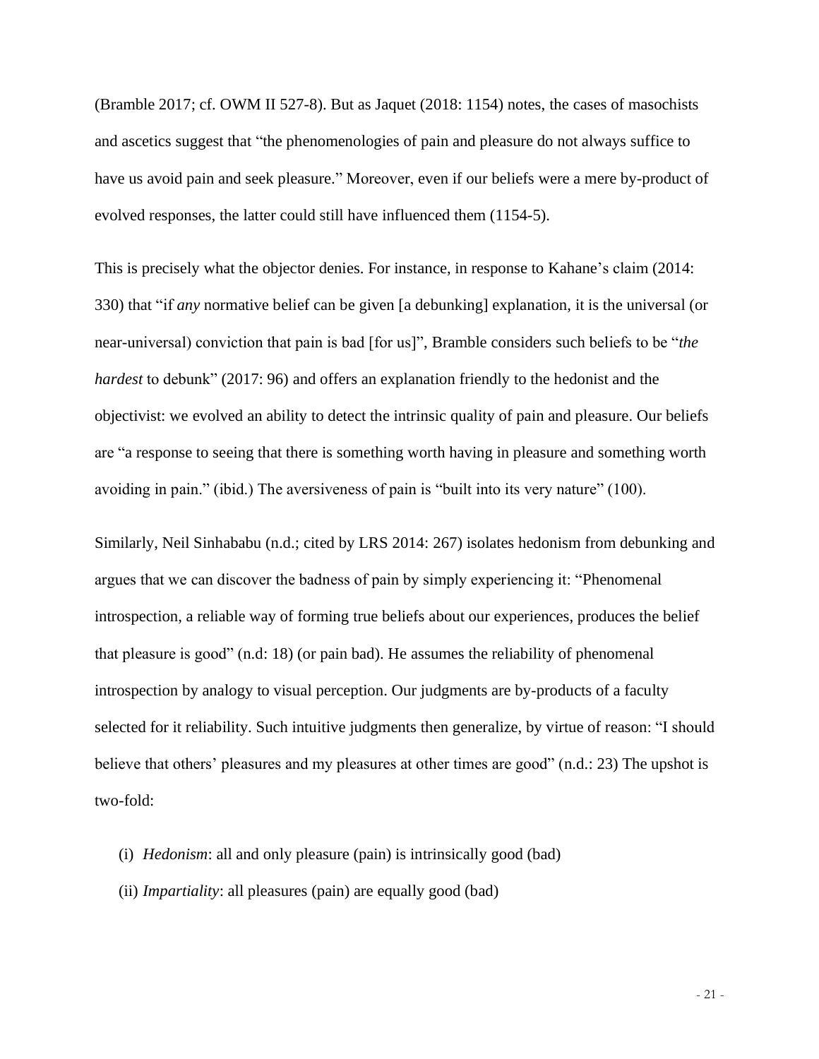(Bramble 2017; cf. OWM II 527-8). But as Jaquet (2018: 1154) notes, the cases of masochists and ascetics suggest that "the phenomenologies of pain and pleasure do not always suffice to have us avoid pain and seek pleasure." Moreover, even if our beliefs were a mere by-product of evolved responses, the latter could still have influenced them (1154-5).

This is precisely what the objector denies. For instance, in response to Kahane's claim (2014: 330) that "if *any* normative belief can be given [a debunking] explanation, it is the universal (or near-universal) conviction that pain is bad [for us]", Bramble considers such beliefs to be "*the hardest* to debunk" (2017: 96) and offers an explanation friendly to the hedonist and the objectivist: we evolved an ability to detect the intrinsic quality of pain and pleasure. Our beliefs are "a response to seeing that there is something worth having in pleasure and something worth avoiding in pain." (ibid.) The aversiveness of pain is "built into its very nature" (100).

Similarly, Neil Sinhababu (n.d.; cited by LRS 2014: 267) isolates hedonism from debunking and argues that we can discover the badness of pain by simply experiencing it: "Phenomenal introspection, a reliable way of forming true beliefs about our experiences, produces the belief that pleasure is good" (n.d: 18) (or pain bad). He assumes the reliability of phenomenal introspection by analogy to visual perception. Our judgments are by-products of a faculty selected for it reliability. Such intuitive judgments then generalize, by virtue of reason: "I should believe that others' pleasures and my pleasures at other times are good" (n.d.: 23) The upshot is two-fold:

(i) *Hedonism*: all and only pleasure (pain) is intrinsically good (bad)

(ii) *Impartiality*: all pleasures (pain) are equally good (bad)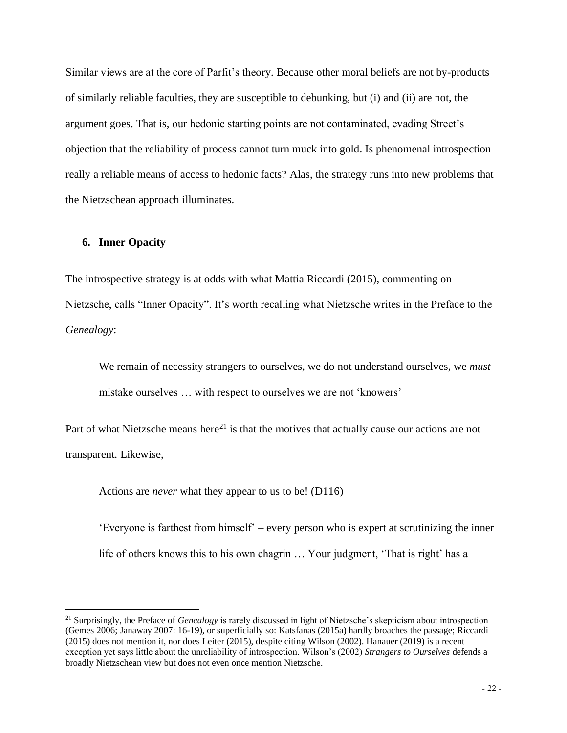Similar views are at the core of Parfit's theory. Because other moral beliefs are not by-products of similarly reliable faculties, they are susceptible to debunking, but (i) and (ii) are not, the argument goes. That is, our hedonic starting points are not contaminated, evading Street's objection that the reliability of process cannot turn muck into gold. Is phenomenal introspection really a reliable means of access to hedonic facts? Alas, the strategy runs into new problems that the Nietzschean approach illuminates.

## 6. Inner Opacity

The introspective strategy is at odds with what Mattia Riccardi (2015), commenting on Nietzsche, calls "Inner Opacity". It's worth recalling what Nietzsche writes in the Preface to the *Genealogy*:

> We remain of necessity strangers to ourselves, we do not understand ourselves, we *must* mistake ourselves … with respect to ourselves we are not 'knowers'

Part of what Nietzsche means here[21] is that the motives that actually cause our actions are not transparent. Likewise,

> Actions are *never* what they appear to us to be! (D116)

> 'Everyone is farthest from himself' – every person who is expert at scrutinizing the inner life of others knows this to his own chagrin … Your judgment, 'That is right' has a

[21] Surprisingly, the Preface of *Genealogy* is rarely discussed in light of Nietzsche's skepticism about introspection (Gemes 2006; Janaway 2007: 16-19), or superficially so: Katsfanas (2015a) hardly broaches the passage; Riccardi (2015) does not mention it, nor does Leiter (2015), despite citing Wilson (2002). Hanauer (2019) is a recent exception yet says little about the unreliability of introspection. Wilson's (2002) *Strangers to Ourselves* defends a broadly Nietzschean view but does not even once mention Nietzsche.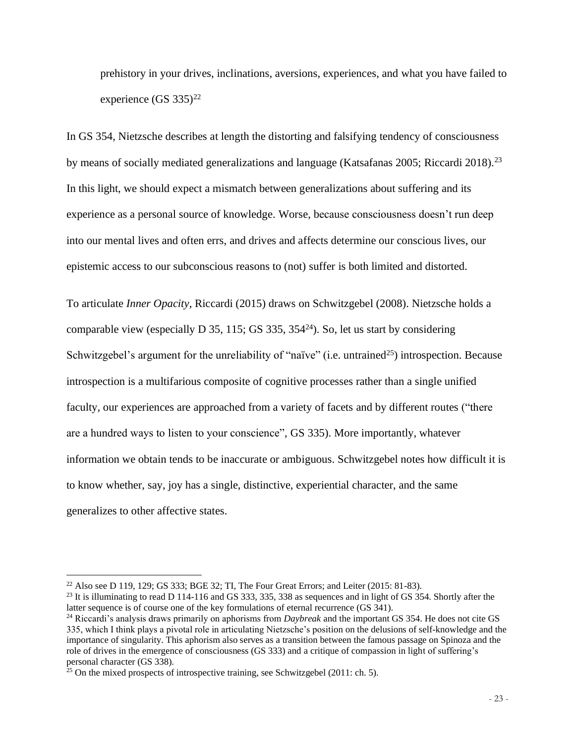> prehistory in your drives, inclinations, aversions, experiences, and what you have failed to experience (GS 335)[22]

In GS 354, Nietzsche describes at length the distorting and falsifying tendency of consciousness by means of socially mediated generalizations and language (Katsafanas 2005; Riccardi 2018).[23] In this light, we should expect a mismatch between generalizations about suffering and its experience as a personal source of knowledge. Worse, because consciousness doesn't run deep into our mental lives and often errs, and drives and affects determine our conscious lives, our epistemic access to our subconscious reasons to (not) suffer is both limited and distorted.

To articulate *Inner Opacity*, Riccardi (2015) draws on Schwitzgebel (2008). Nietzsche holds a comparable view (especially D 35, 115; GS 335, 354[24]). So, let us start by considering Schwitzgebel's argument for the unreliability of "naïve" (i.e. untrained[25]) introspection. Because introspection is a multifarious composite of cognitive processes rather than a single unified faculty, our experiences are approached from a variety of facets and by different routes ("there are a hundred ways to listen to your conscience", GS 335). More importantly, whatever information we obtain tends to be inaccurate or ambiguous. Schwitzgebel notes how difficult it is to know whether, say, joy has a single, distinctive, experiential character, and the same generalizes to other affective states.

---

[22] Also see D 119, 129; GS 333; BGE 32; TI, The Four Great Errors; and Leiter (2015: 81-83).

[23] It is illuminating to read D 114-116 and GS 333, 335, 338 as sequences and in light of GS 354. Shortly after the latter sequence is of course one of the key formulations of eternal recurrence (GS 341).

[24] Riccardi's analysis draws primarily on aphorisms from *Daybreak* and the important GS 354. He does not cite GS 335, which I think plays a pivotal role in articulating Nietzsche's position on the delusions of self-knowledge and the importance of singularity. This aphorism also serves as a transition between the famous passage on Spinoza and the role of drives in the emergence of consciousness (GS 333) and a critique of compassion in light of suffering's personal character (GS 338).

[25] On the mixed prospects of introspective training, see Schwitzgebel (2011: ch. 5).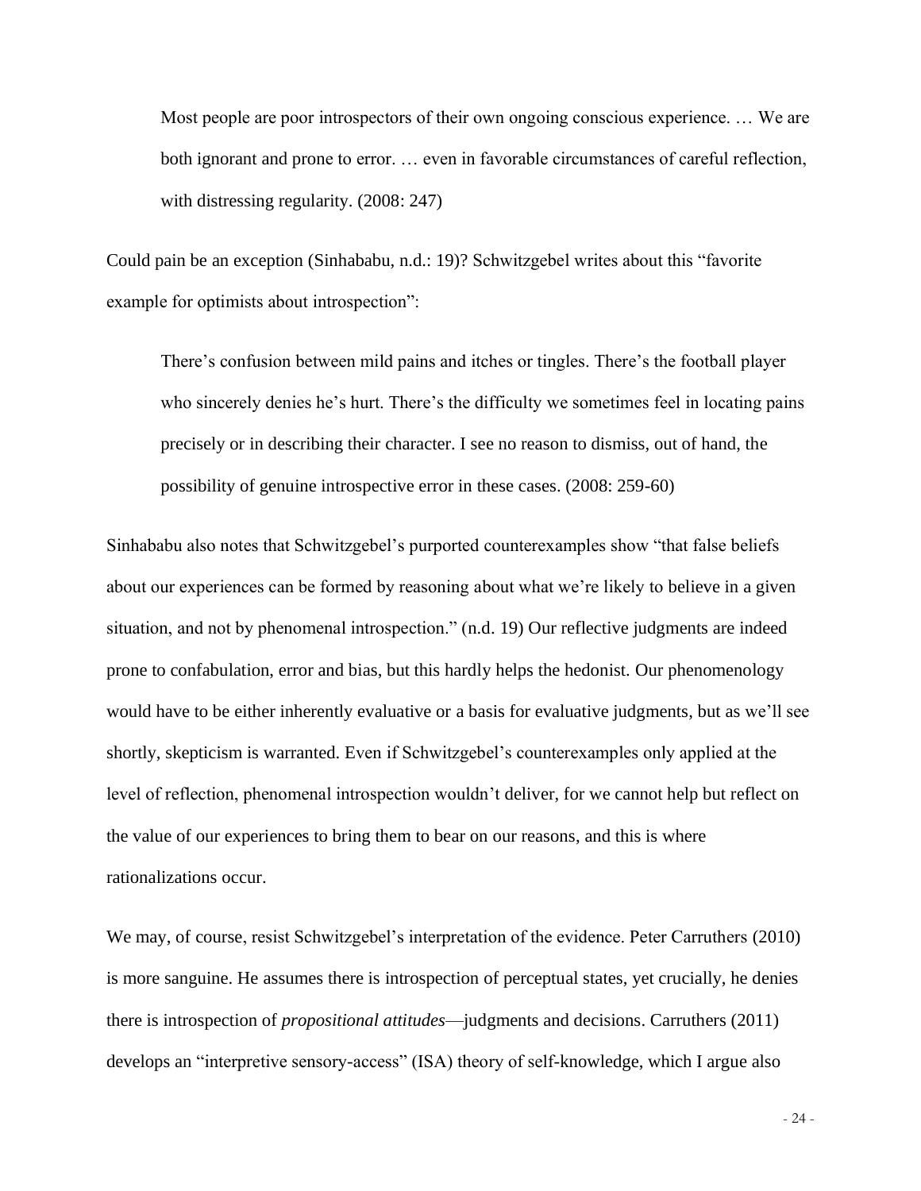> Most people are poor introspectors of their own ongoing conscious experience. … We are both ignorant and prone to error. … even in favorable circumstances of careful reflection, with distressing regularity. (2008: 247)

Could pain be an exception (Sinhababu, n.d.: 19)? Schwitzgebel writes about this "favorite example for optimists about introspection":

> There's confusion between mild pains and itches or tingles. There's the football player who sincerely denies he's hurt. There's the difficulty we sometimes feel in locating pains precisely or in describing their character. I see no reason to dismiss, out of hand, the possibility of genuine introspective error in these cases. (2008: 259-60)

Sinhababu also notes that Schwitzgebel's purported counterexamples show "that false beliefs about our experiences can be formed by reasoning about what we're likely to believe in a given situation, and not by phenomenal introspection." (n.d. 19) Our reflective judgments are indeed prone to confabulation, error and bias, but this hardly helps the hedonist. Our phenomenology would have to be either inherently evaluative or a basis for evaluative judgments, but as we'll see shortly, skepticism is warranted. Even if Schwitzgebel's counterexamples only applied at the level of reflection, phenomenal introspection wouldn't deliver, for we cannot help but reflect on the value of our experiences to bring them to bear on our reasons, and this is where rationalizations occur.

We may, of course, resist Schwitzgebel's interpretation of the evidence. Peter Carruthers (2010) is more sanguine. He assumes there is introspection of perceptual states, yet crucially, he denies there is introspection of *propositional attitudes*—judgments and decisions. Carruthers (2011) develops an "interpretive sensory-access" (ISA) theory of self-knowledge, which I argue also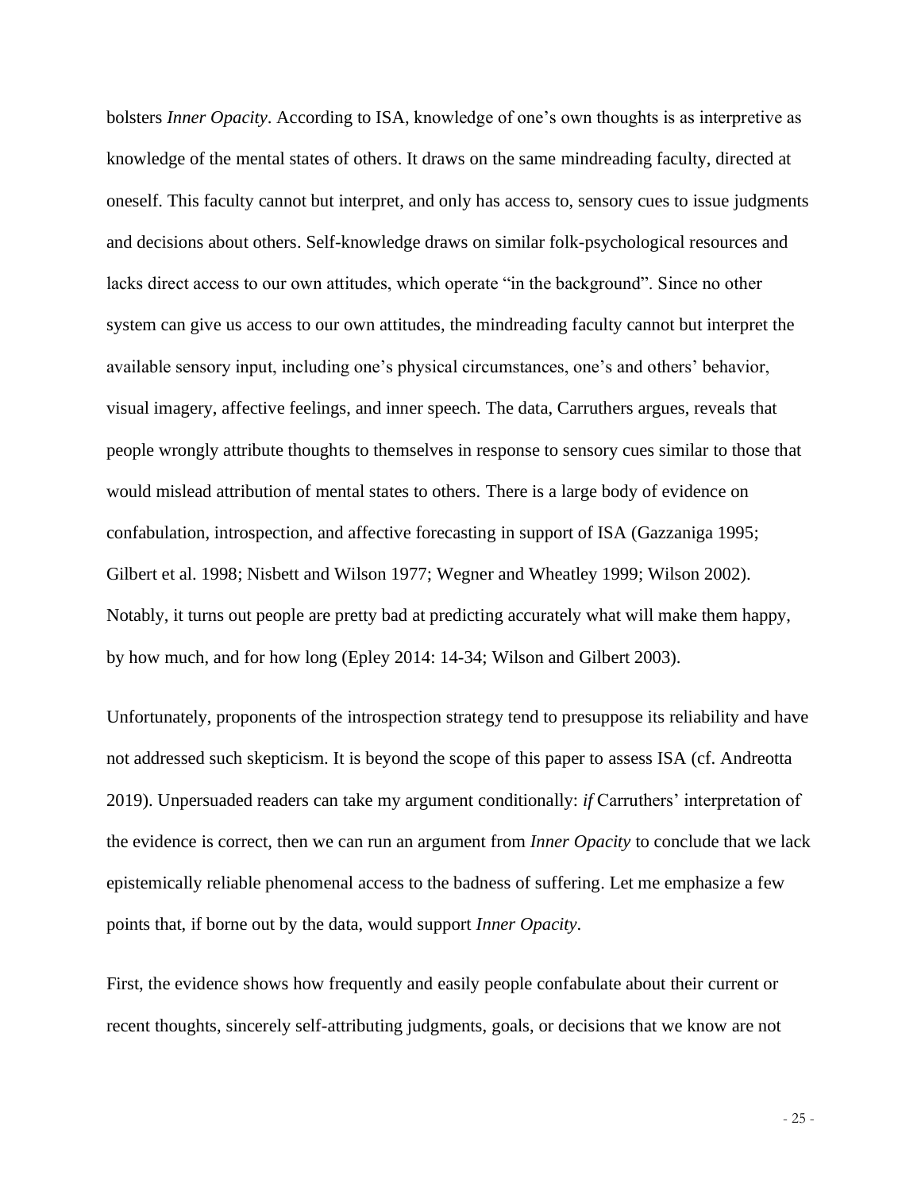bolsters *Inner Opacity*. According to ISA, knowledge of one's own thoughts is as interpretive as knowledge of the mental states of others. It draws on the same mindreading faculty, directed at oneself. This faculty cannot but interpret, and only has access to, sensory cues to issue judgments and decisions about others. Self-knowledge draws on similar folk-psychological resources and lacks direct access to our own attitudes, which operate "in the background". Since no other system can give us access to our own attitudes, the mindreading faculty cannot but interpret the available sensory input, including one's physical circumstances, one's and others' behavior, visual imagery, affective feelings, and inner speech. The data, Carruthers argues, reveals that people wrongly attribute thoughts to themselves in response to sensory cues similar to those that would mislead attribution of mental states to others. There is a large body of evidence on confabulation, introspection, and affective forecasting in support of ISA (Gazzaniga 1995; Gilbert et al. 1998; Nisbett and Wilson 1977; Wegner and Wheatley 1999; Wilson 2002). Notably, it turns out people are pretty bad at predicting accurately what will make them happy, by how much, and for how long (Epley 2014: 14-34; Wilson and Gilbert 2003).

Unfortunately, proponents of the introspection strategy tend to presuppose its reliability and have not addressed such skepticism. It is beyond the scope of this paper to assess ISA (cf. Andreotta 2019). Unpersuaded readers can take my argument conditionally: *if* Carruthers' interpretation of the evidence is correct, then we can run an argument from *Inner Opacity* to conclude that we lack epistemically reliable phenomenal access to the badness of suffering. Let me emphasize a few points that, if borne out by the data, would support *Inner Opacity*.

First, the evidence shows how frequently and easily people confabulate about their current or recent thoughts, sincerely self-attributing judgments, goals, or decisions that we know are not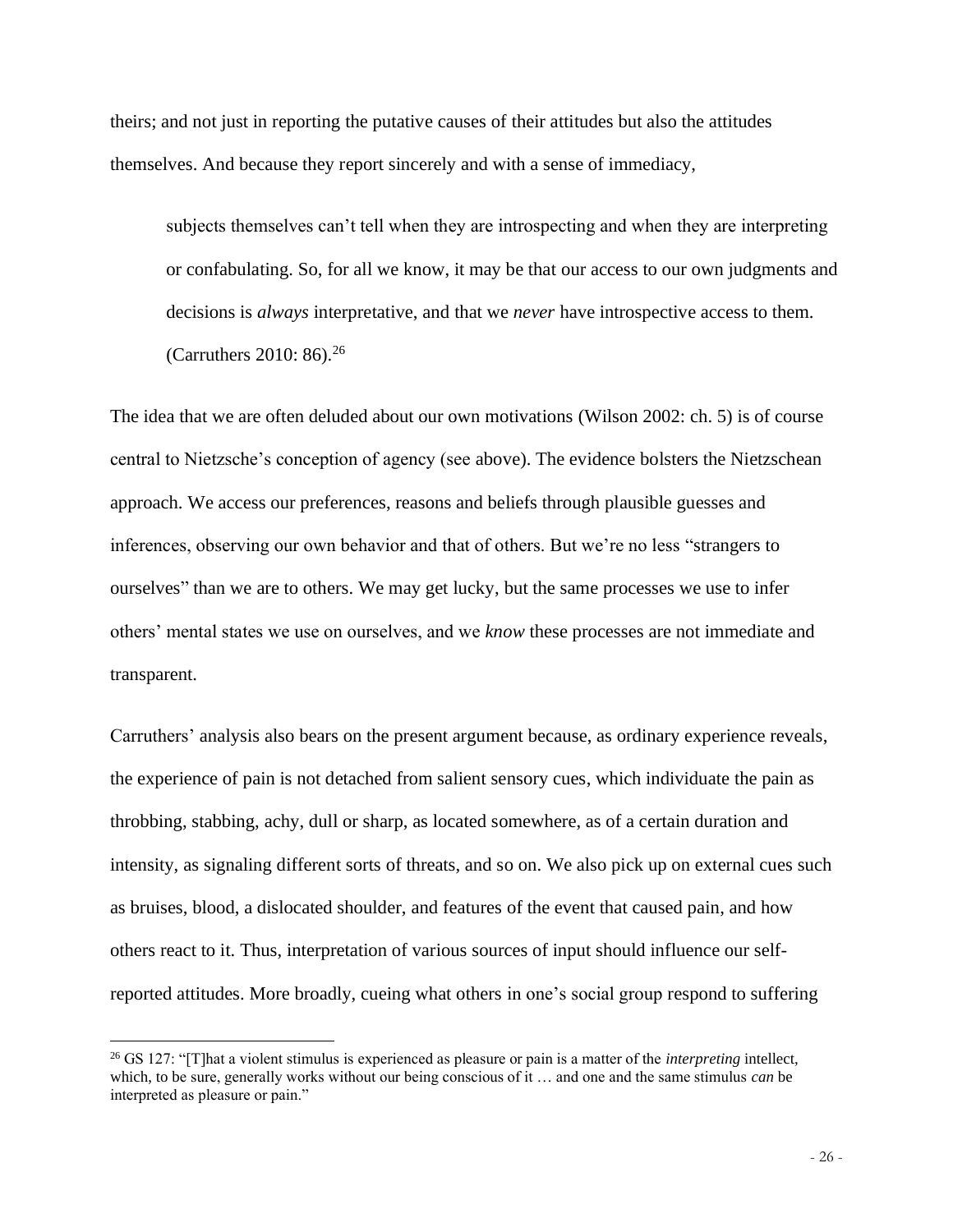theirs; and not just in reporting the putative causes of their attitudes but also the attitudes themselves. And because they report sincerely and with a sense of immediacy,

> subjects themselves can't tell when they are introspecting and when they are interpreting or confabulating. So, for all we know, it may be that our access to our own judgments and decisions is *always* interpretative, and that we *never* have introspective access to them. (Carruthers 2010: 86).[26]

The idea that we are often deluded about our own motivations (Wilson 2002: ch. 5) is of course central to Nietzsche's conception of agency (see above). The evidence bolsters the Nietzschean approach. We access our preferences, reasons and beliefs through plausible guesses and inferences, observing our own behavior and that of others. But we're no less "strangers to ourselves" than we are to others. We may get lucky, but the same processes we use to infer others' mental states we use on ourselves, and we *know* these processes are not immediate and transparent.

Carruthers' analysis also bears on the present argument because, as ordinary experience reveals, the experience of pain is not detached from salient sensory cues, which individuate the pain as throbbing, stabbing, achy, dull or sharp, as located somewhere, as of a certain duration and intensity, as signaling different sorts of threats, and so on. We also pick up on external cues such as bruises, blood, a dislocated shoulder, and features of the event that caused pain, and how others react to it. Thus, interpretation of various sources of input should influence our self-reported attitudes. More broadly, cueing what others in one's social group respond to suffering

[26] GS 127: "[T]hat a violent stimulus is experienced as pleasure or pain is a matter of the *interpreting* intellect, which, to be sure, generally works without our being conscious of it … and one and the same stimulus *can* be interpreted as pleasure or pain."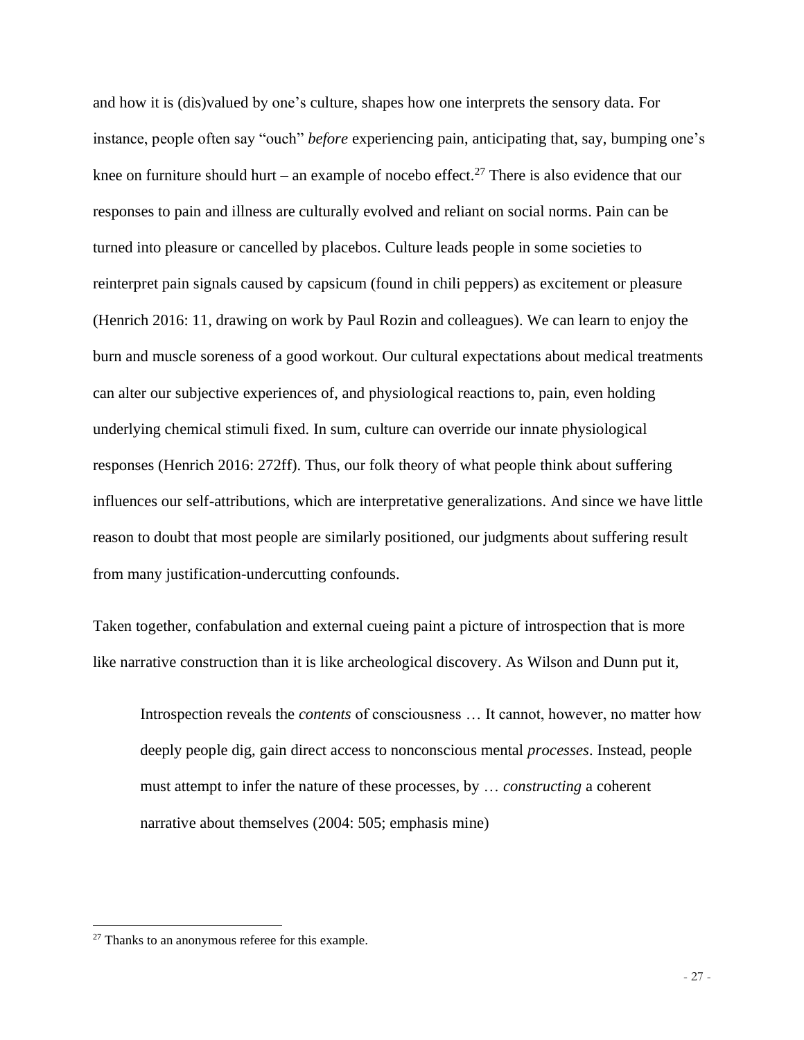and how it is (dis)valued by one's culture, shapes how one interprets the sensory data. For instance, people often say "ouch" *before* experiencing pain, anticipating that, say, bumping one's knee on furniture should hurt – an example of nocebo effect.[27] There is also evidence that our responses to pain and illness are culturally evolved and reliant on social norms. Pain can be turned into pleasure or cancelled by placebos. Culture leads people in some societies to reinterpret pain signals caused by capsicum (found in chili peppers) as excitement or pleasure (Henrich 2016: 11, drawing on work by Paul Rozin and colleagues). We can learn to enjoy the burn and muscle soreness of a good workout. Our cultural expectations about medical treatments can alter our subjective experiences of, and physiological reactions to, pain, even holding underlying chemical stimuli fixed. In sum, culture can override our innate physiological responses (Henrich 2016: 272ff). Thus, our folk theory of what people think about suffering influences our self-attributions, which are interpretative generalizations. And since we have little reason to doubt that most people are similarly positioned, our judgments about suffering result from many justification-undercutting confounds.

Taken together, confabulation and external cueing paint a picture of introspection that is more like narrative construction than it is like archeological discovery. As Wilson and Dunn put it,

> Introspection reveals the *contents* of consciousness … It cannot, however, no matter how deeply people dig, gain direct access to nonconscious mental *processes*. Instead, people must attempt to infer the nature of these processes, by … *constructing* a coherent narrative about themselves (2004: 505; emphasis mine)

---

[27] Thanks to an anonymous referee for this example.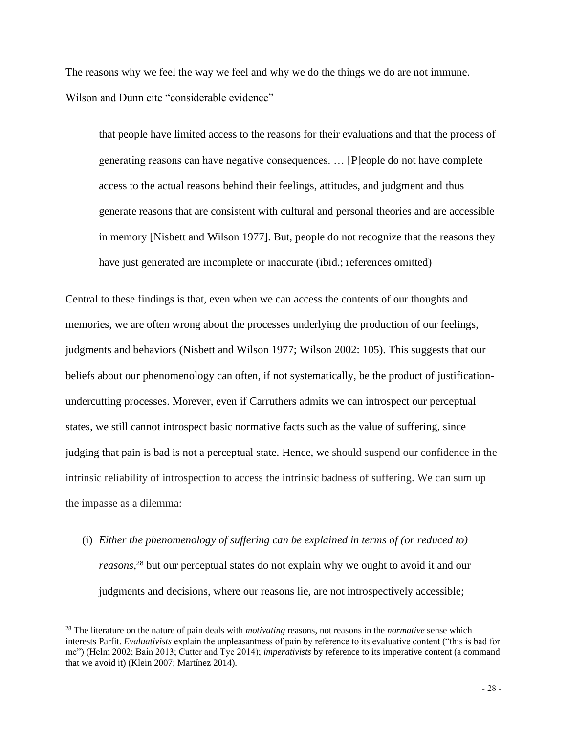The reasons why we feel the way we feel and why we do the things we do are not immune. Wilson and Dunn cite "considerable evidence"

> that people have limited access to the reasons for their evaluations and that the process of generating reasons can have negative consequences. … [P]eople do not have complete access to the actual reasons behind their feelings, attitudes, and judgment and thus generate reasons that are consistent with cultural and personal theories and are accessible in memory [Nisbett and Wilson 1977]. But, people do not recognize that the reasons they have just generated are incomplete or inaccurate (ibid.; references omitted)

Central to these findings is that, even when we can access the contents of our thoughts and memories, we are often wrong about the processes underlying the production of our feelings, judgments and behaviors (Nisbett and Wilson 1977; Wilson 2002: 105). This suggests that our beliefs about our phenomenology can often, if not systematically, be the product of justification-undercutting processes. Morever, even if Carruthers admits we can introspect our perceptual states, we still cannot introspect basic normative facts such as the value of suffering, since judging that pain is bad is not a perceptual state. Hence, we should suspend our confidence in the intrinsic reliability of introspection to access the intrinsic badness of suffering. We can sum up the impasse as a dilemma:

(i) *Either the phenomenology of suffering can be explained in terms of (or reduced to) reasons*,[28] but our perceptual states do not explain why we ought to avoid it and our judgments and decisions, where our reasons lie, are not introspectively accessible;

[28] The literature on the nature of pain deals with *motivating* reasons, not reasons in the *normative* sense which interests Parfit. *Evaluativists* explain the unpleasantness of pain by reference to its evaluative content ("this is bad for me") (Helm 2002; Bain 2013; Cutter and Tye 2014); *imperativists* by reference to its imperative content (a command that we avoid it) (Klein 2007; Martínez 2014).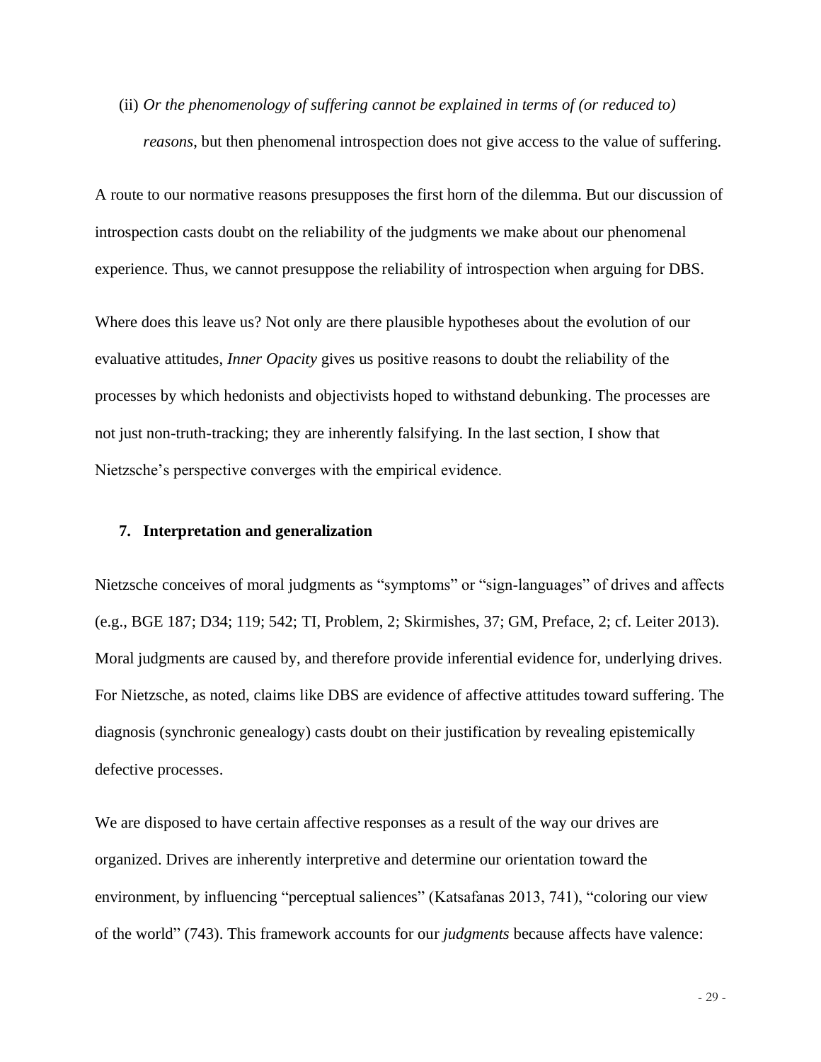(ii) *Or the phenomenology of suffering cannot be explained in terms of (or reduced to) reasons*, but then phenomenal introspection does not give access to the value of suffering.

A route to our normative reasons presupposes the first horn of the dilemma. But our discussion of introspection casts doubt on the reliability of the judgments we make about our phenomenal experience. Thus, we cannot presuppose the reliability of introspection when arguing for DBS.

Where does this leave us? Not only are there plausible hypotheses about the evolution of our evaluative attitudes, *Inner Opacity* gives us positive reasons to doubt the reliability of the processes by which hedonists and objectivists hoped to withstand debunking. The processes are not just non-truth-tracking; they are inherently falsifying. In the last section, I show that Nietzsche's perspective converges with the empirical evidence.

## 7. Interpretation and generalization

Nietzsche conceives of moral judgments as "symptoms" or "sign-languages" of drives and affects (e.g., BGE 187; D34; 119; 542; TI, Problem, 2; Skirmishes, 37; GM, Preface, 2; cf. Leiter 2013). Moral judgments are caused by, and therefore provide inferential evidence for, underlying drives. For Nietzsche, as noted, claims like DBS are evidence of affective attitudes toward suffering. The diagnosis (synchronic genealogy) casts doubt on their justification by revealing epistemically defective processes.

We are disposed to have certain affective responses as a result of the way our drives are organized. Drives are inherently interpretive and determine our orientation toward the environment, by influencing "perceptual saliences" (Katsafanas 2013, 741), "coloring our view of the world" (743). This framework accounts for our *judgments* because affects have valence: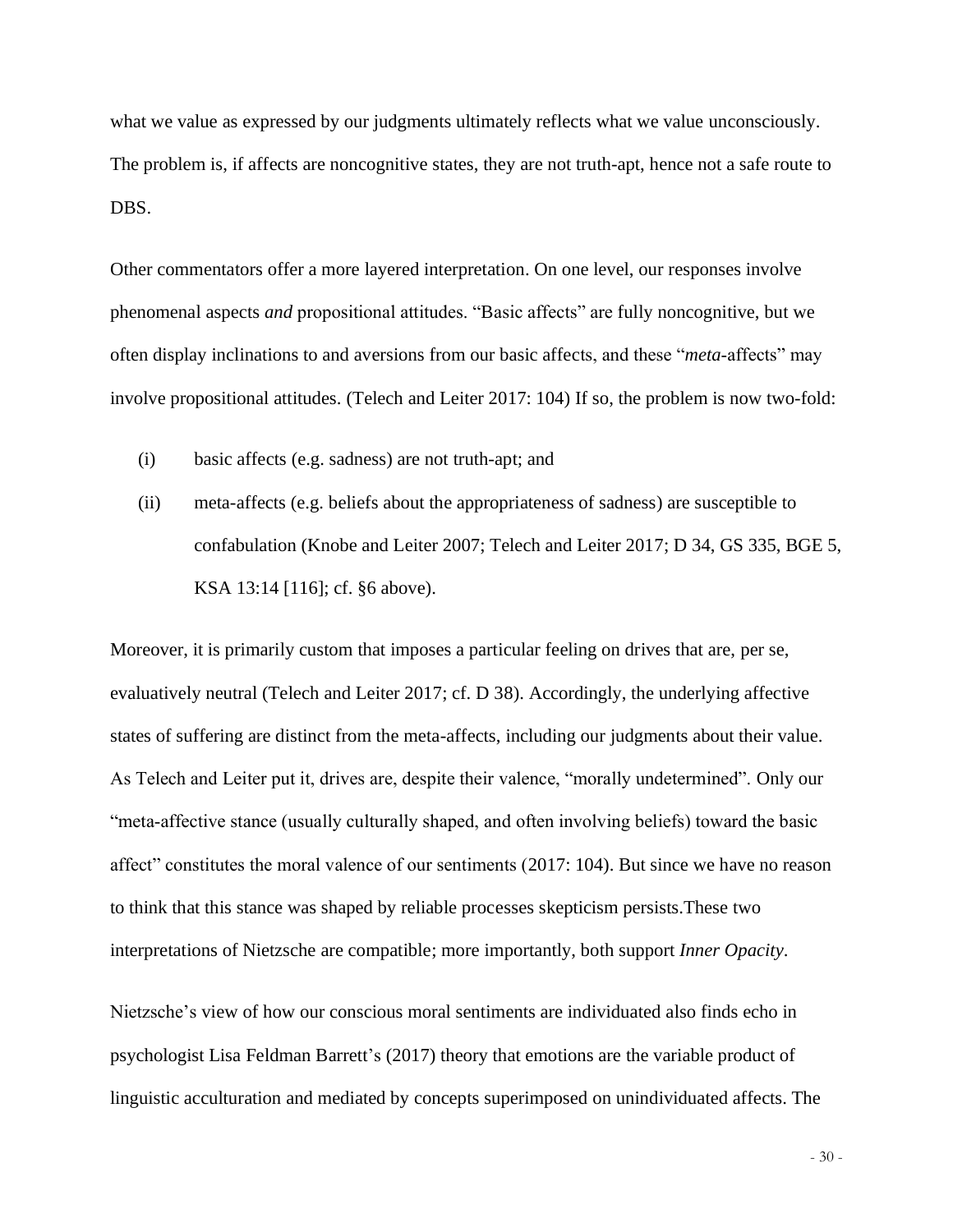what we value as expressed by our judgments ultimately reflects what we value unconsciously. The problem is, if affects are noncognitive states, they are not truth-apt, hence not a safe route to DBS.

Other commentators offer a more layered interpretation. On one level, our responses involve phenomenal aspects *and* propositional attitudes. "Basic affects" are fully noncognitive, but we often display inclinations to and aversions from our basic affects, and these "*meta*-affects" may involve propositional attitudes. (Telech and Leiter 2017: 104) If so, the problem is now two-fold:

(i) basic affects (e.g. sadness) are not truth-apt; and

(ii) meta-affects (e.g. beliefs about the appropriateness of sadness) are susceptible to confabulation (Knobe and Leiter 2007; Telech and Leiter 2017; D 34, GS 335, BGE 5, KSA 13:14 [116]; cf. §6 above).

Moreover, it is primarily custom that imposes a particular feeling on drives that are, per se, evaluatively neutral (Telech and Leiter 2017; cf. D 38). Accordingly, the underlying affective states of suffering are distinct from the meta-affects, including our judgments about their value. As Telech and Leiter put it, drives are, despite their valence, "morally undetermined". Only our "meta-affective stance (usually culturally shaped, and often involving beliefs) toward the basic affect" constitutes the moral valence of our sentiments (2017: 104). But since we have no reason to think that this stance was shaped by reliable processes skepticism persists.These two interpretations of Nietzsche are compatible; more importantly, both support *Inner Opacity*.

Nietzsche's view of how our conscious moral sentiments are individuated also finds echo in psychologist Lisa Feldman Barrett's (2017) theory that emotions are the variable product of linguistic acculturation and mediated by concepts superimposed on unindividuated affects. The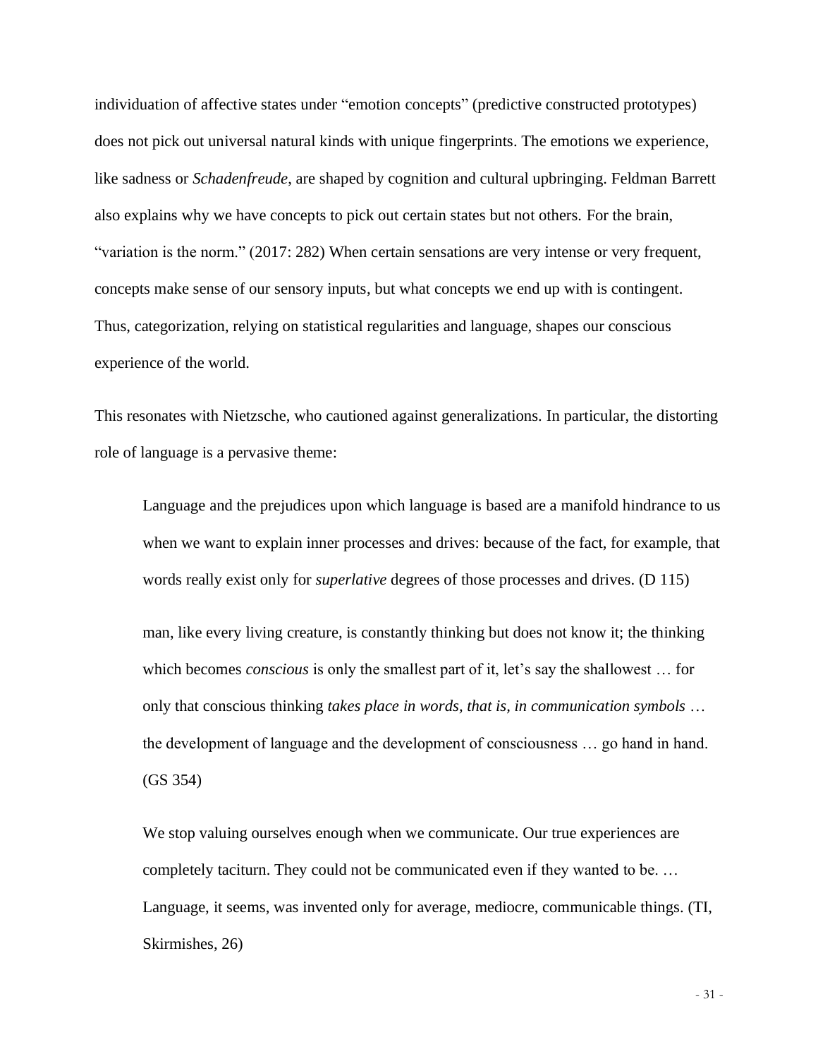individuation of affective states under "emotion concepts" (predictive constructed prototypes) does not pick out universal natural kinds with unique fingerprints. The emotions we experience, like sadness or *Schadenfreude*, are shaped by cognition and cultural upbringing. Feldman Barrett also explains why we have concepts to pick out certain states but not others. For the brain, "variation is the norm." (2017: 282) When certain sensations are very intense or very frequent, concepts make sense of our sensory inputs, but what concepts we end up with is contingent. Thus, categorization, relying on statistical regularities and language, shapes our conscious experience of the world.

This resonates with Nietzsche, who cautioned against generalizations. In particular, the distorting role of language is a pervasive theme:

> Language and the prejudices upon which language is based are a manifold hindrance to us when we want to explain inner processes and drives: because of the fact, for example, that words really exist only for *superlative* degrees of those processes and drives. (D 115)

> man, like every living creature, is constantly thinking but does not know it; the thinking which becomes *conscious* is only the smallest part of it, let's say the shallowest … for only that conscious thinking *takes place in words, that is, in communication symbols* … the development of language and the development of consciousness … go hand in hand. (GS 354)

> We stop valuing ourselves enough when we communicate. Our true experiences are completely taciturn. They could not be communicated even if they wanted to be. … Language, it seems, was invented only for average, mediocre, communicable things. (TI, Skirmishes, 26)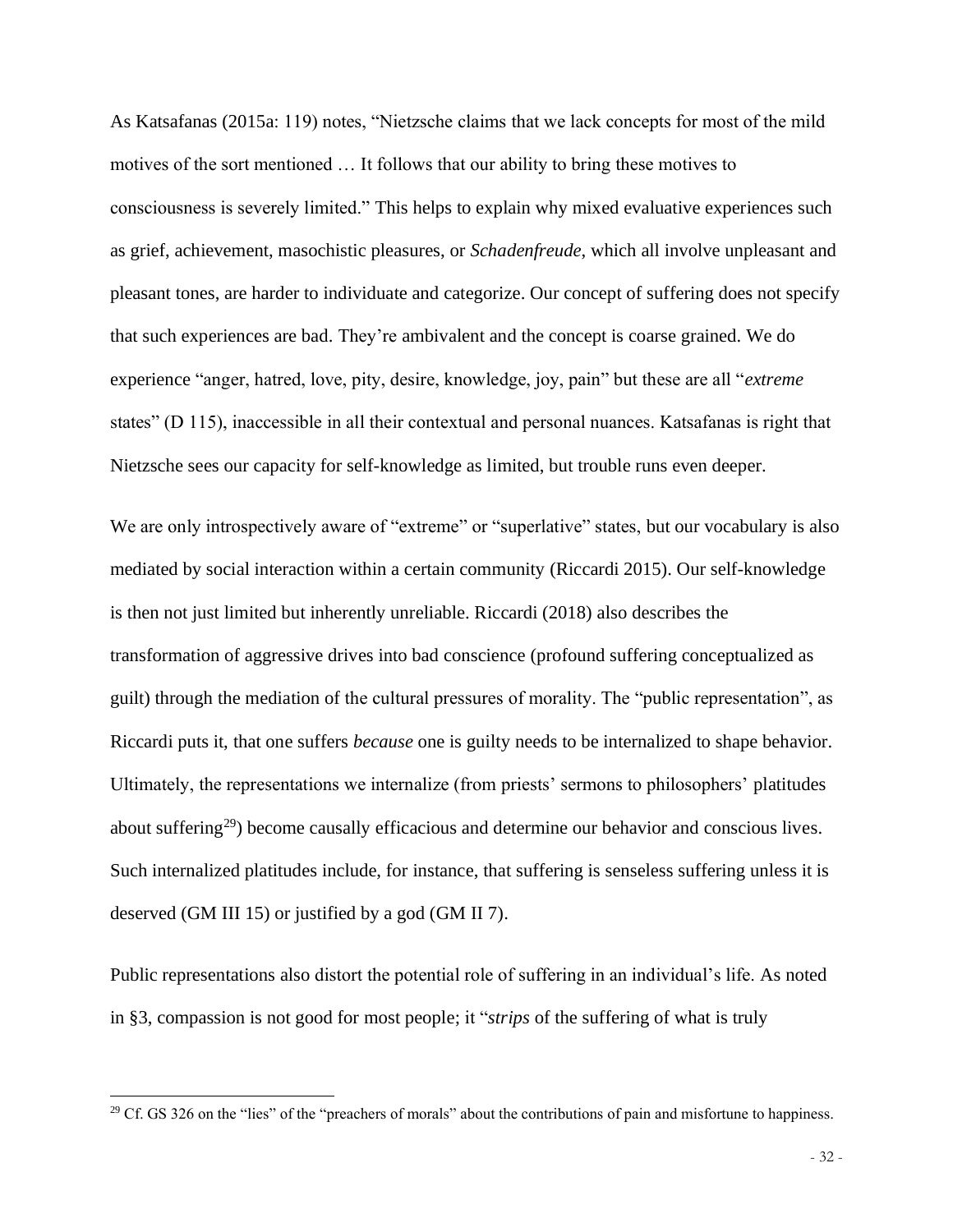As Katsafanas (2015a: 119) notes, "Nietzsche claims that we lack concepts for most of the mild motives of the sort mentioned … It follows that our ability to bring these motives to consciousness is severely limited." This helps to explain why mixed evaluative experiences such as grief, achievement, masochistic pleasures, or *Schadenfreude,* which all involve unpleasant and pleasant tones, are harder to individuate and categorize. Our concept of suffering does not specify that such experiences are bad. They're ambivalent and the concept is coarse grained. We do experience "anger, hatred, love, pity, desire, knowledge, joy, pain" but these are all "*extreme* states" (D 115), inaccessible in all their contextual and personal nuances. Katsafanas is right that Nietzsche sees our capacity for self-knowledge as limited, but trouble runs even deeper.

We are only introspectively aware of "extreme" or "superlative" states, but our vocabulary is also mediated by social interaction within a certain community (Riccardi 2015). Our self-knowledge is then not just limited but inherently unreliable. Riccardi (2018) also describes the transformation of aggressive drives into bad conscience (profound suffering conceptualized as guilt) through the mediation of the cultural pressures of morality. The "public representation", as Riccardi puts it, that one suffers *because* one is guilty needs to be internalized to shape behavior. Ultimately, the representations we internalize (from priests' sermons to philosophers' platitudes about suffering[29]) become causally efficacious and determine our behavior and conscious lives. Such internalized platitudes include, for instance, that suffering is senseless suffering unless it is deserved (GM III 15) or justified by a god (GM II 7).

Public representations also distort the potential role of suffering in an individual's life. As noted in §3, compassion is not good for most people; it "*strips* of the suffering of what is truly

[29] Cf. GS 326 on the "lies" of the "preachers of morals" about the contributions of pain and misfortune to happiness.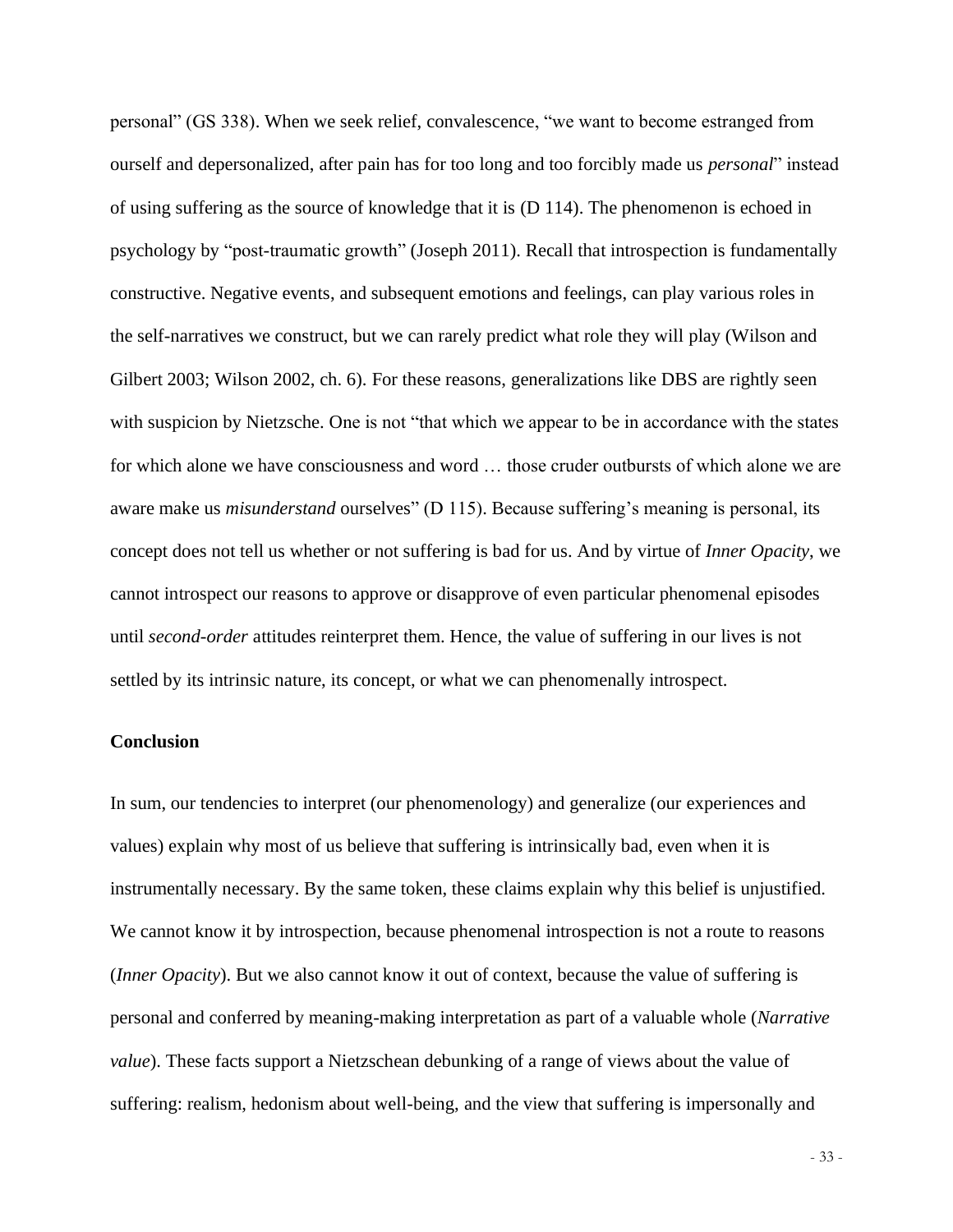personal" (GS 338). When we seek relief, convalescence, "we want to become estranged from ourself and depersonalized, after pain has for too long and too forcibly made us *personal*" instead of using suffering as the source of knowledge that it is (D 114). The phenomenon is echoed in psychology by "post-traumatic growth" (Joseph 2011). Recall that introspection is fundamentally constructive. Negative events, and subsequent emotions and feelings, can play various roles in the self-narratives we construct, but we can rarely predict what role they will play (Wilson and Gilbert 2003; Wilson 2002, ch. 6). For these reasons, generalizations like DBS are rightly seen with suspicion by Nietzsche. One is not "that which we appear to be in accordance with the states for which alone we have consciousness and word … those cruder outbursts of which alone we are aware make us *misunderstand* ourselves" (D 115). Because suffering's meaning is personal, its concept does not tell us whether or not suffering is bad for us. And by virtue of *Inner Opacity*, we cannot introspect our reasons to approve or disapprove of even particular phenomenal episodes until *second-order* attitudes reinterpret them. Hence, the value of suffering in our lives is not settled by its intrinsic nature, its concept, or what we can phenomenally introspect.

## Conclusion

In sum, our tendencies to interpret (our phenomenology) and generalize (our experiences and values) explain why most of us believe that suffering is intrinsically bad, even when it is instrumentally necessary. By the same token, these claims explain why this belief is unjustified. We cannot know it by introspection, because phenomenal introspection is not a route to reasons (*Inner Opacity*). But we also cannot know it out of context, because the value of suffering is personal and conferred by meaning-making interpretation as part of a valuable whole (*Narrative value*). These facts support a Nietzschean debunking of a range of views about the value of suffering: realism, hedonism about well-being, and the view that suffering is impersonally and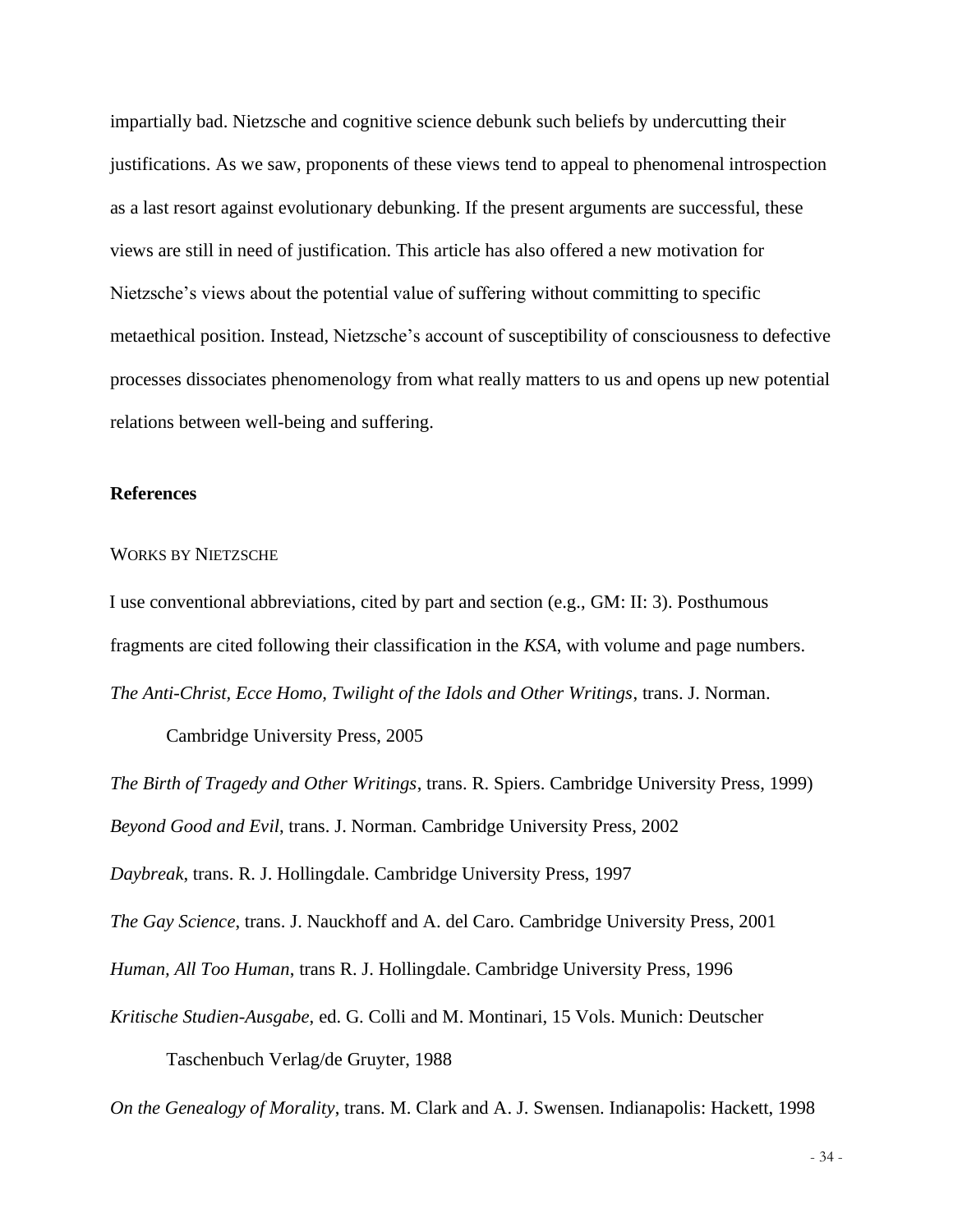impartially bad. Nietzsche and cognitive science debunk such beliefs by undercutting their justifications. As we saw, proponents of these views tend to appeal to phenomenal introspection as a last resort against evolutionary debunking. If the present arguments are successful, these views are still in need of justification. This article has also offered a new motivation for Nietzsche's views about the potential value of suffering without committing to specific metaethical position. Instead, Nietzsche's account of susceptibility of consciousness to defective processes dissociates phenomenology from what really matters to us and opens up new potential relations between well-being and suffering.

## References

### Works by Nietzsche

I use conventional abbreviations, cited by part and section (e.g., GM: II: 3). Posthumous fragments are cited following their classification in the *KSA*, with volume and page numbers.

*The Anti-Christ, Ecce Homo, Twilight of the Idols and Other Writings*, trans. J. Norman. Cambridge University Press, 2005

*The Birth of Tragedy and Other Writings*, trans. R. Spiers. Cambridge University Press, 1999)

*Beyond Good and Evil*, trans. J. Norman. Cambridge University Press, 2002

*Daybreak*, trans. R. J. Hollingdale. Cambridge University Press, 1997

*The Gay Science*, trans. J. Nauckhoff and A. del Caro. Cambridge University Press, 2001

*Human, All Too Human*, trans R. J. Hollingdale. Cambridge University Press, 1996

*Kritische Studien-Ausgabe*, ed. G. Colli and M. Montinari, 15 Vols. Munich: Deutscher Taschenbuch Verlag/de Gruyter, 1988

*On the Genealogy of Morality*, trans. M. Clark and A. J. Swensen. Indianapolis: Hackett, 1998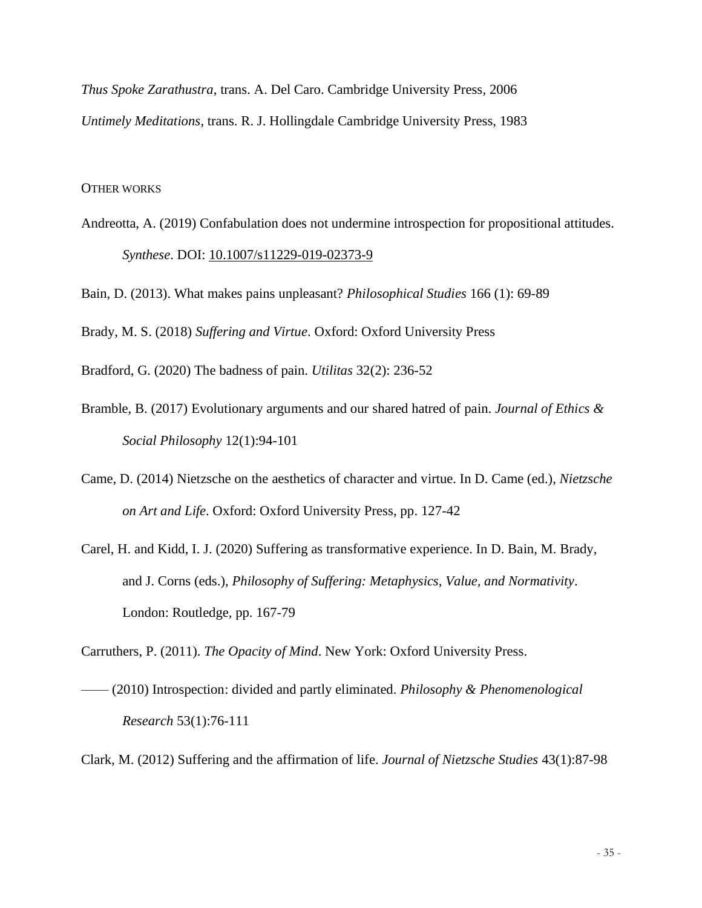*Thus Spoke Zarathustra*, trans. A. Del Caro. Cambridge University Press, 2006

*Untimely Meditations*, trans. R. J. Hollingdale Cambridge University Press, 1983

## OTHER WORKS

Andreotta, A. (2019) Confabulation does not undermine introspection for propositional attitudes. *Synthese*. DOI: 10.1007/s11229-019-02373-9

Bain, D. (2013). What makes pains unpleasant? *Philosophical Studies* 166 (1): 69-89

Brady, M. S. (2018) *Suffering and Virtue*. Oxford: Oxford University Press

Bradford, G. (2020) The badness of pain. *Utilitas* 32(2): 236-52

Bramble, B. (2017) Evolutionary arguments and our shared hatred of pain. *Journal of Ethics & Social Philosophy* 12(1):94-101

Came, D. (2014) Nietzsche on the aesthetics of character and virtue. In D. Came (ed.), *Nietzsche on Art and Life*. Oxford: Oxford University Press, pp. 127-42

Carel, H. and Kidd, I. J. (2020) Suffering as transformative experience. In D. Bain, M. Brady, and J. Corns (eds.), *Philosophy of Suffering: Metaphysics, Value, and Normativity*. London: Routledge, pp. 167-79

Carruthers, P. (2011). *The Opacity of Mind*. New York: Oxford University Press.

—— (2010) Introspection: divided and partly eliminated. *Philosophy & Phenomenological Research* 53(1):76-111

Clark, M. (2012) Suffering and the affirmation of life. *Journal of Nietzsche Studies* 43(1):87-98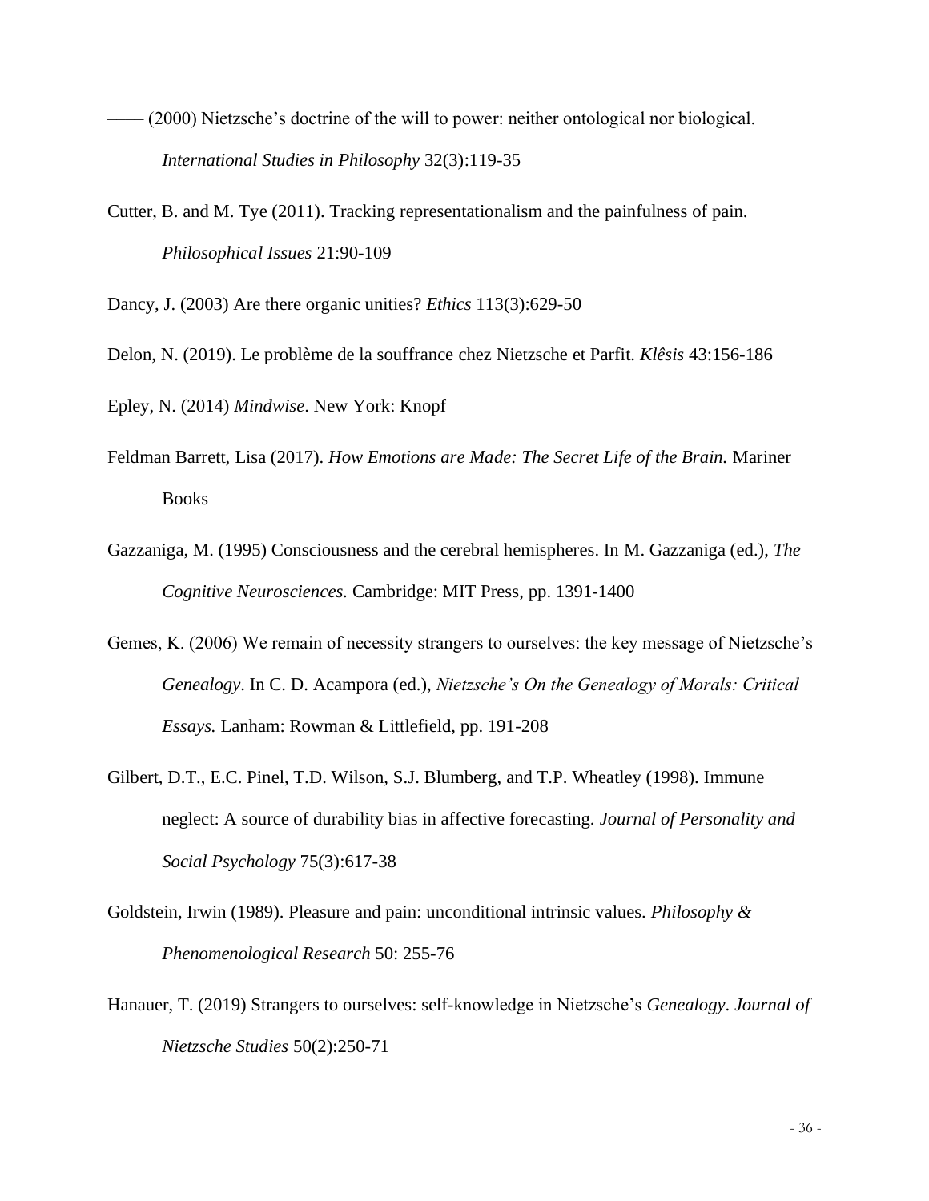—— (2000) Nietzsche's doctrine of the will to power: neither ontological nor biological. *International Studies in Philosophy* 32(3):119-35

Cutter, B. and M. Tye (2011). Tracking representationalism and the painfulness of pain. *Philosophical Issues* 21:90-109

Dancy, J. (2003) Are there organic unities? *Ethics* 113(3):629-50

Delon, N. (2019). Le problème de la souffrance chez Nietzsche et Parfit. *Klêsis* 43:156-186

Epley, N. (2014) *Mindwise*. New York: Knopf

Feldman Barrett, Lisa (2017). *How Emotions are Made: The Secret Life of the Brain.* Mariner Books

Gazzaniga, M. (1995) Consciousness and the cerebral hemispheres. In M. Gazzaniga (ed.), *The Cognitive Neurosciences.* Cambridge: MIT Press, pp. 1391-1400

Gemes, K. (2006) We remain of necessity strangers to ourselves: the key message of Nietzsche's *Genealogy*. In C. D. Acampora (ed.), *Nietzsche's On the Genealogy of Morals: Critical Essays.* Lanham: Rowman & Littlefield, pp. 191-208

Gilbert, D.T., E.C. Pinel, T.D. Wilson, S.J. Blumberg, and T.P. Wheatley (1998). Immune neglect: A source of durability bias in affective forecasting. *Journal of Personality and Social Psychology* 75(3):617-38

Goldstein, Irwin (1989). Pleasure and pain: unconditional intrinsic values. *Philosophy & Phenomenological Research* 50: 255-76

Hanauer, T. (2019) Strangers to ourselves: self-knowledge in Nietzsche's *Genealogy*. *Journal of Nietzsche Studies* 50(2):250-71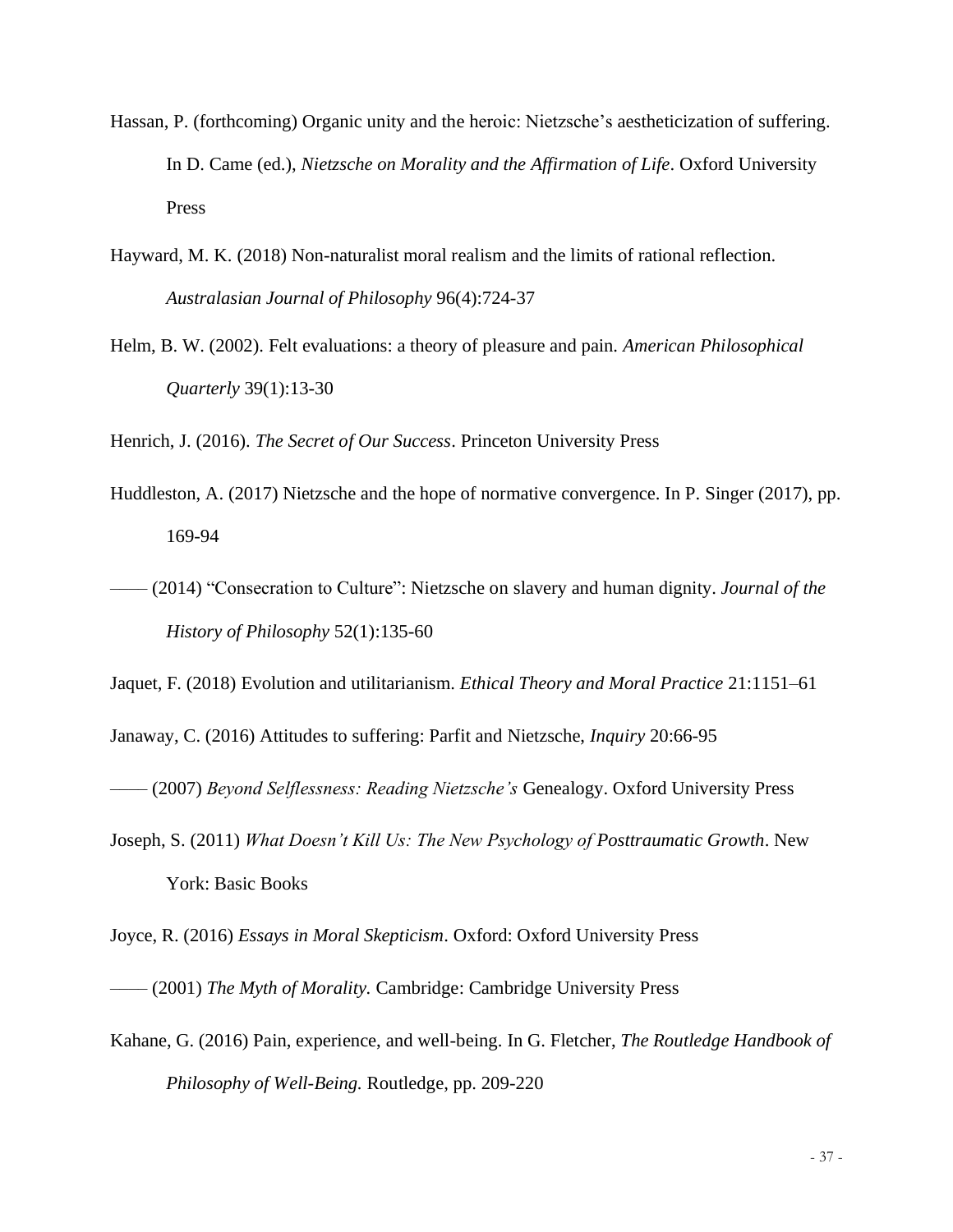Hassan, P. (forthcoming) Organic unity and the heroic: Nietzsche's aestheticization of suffering. In D. Came (ed.), *Nietzsche on Morality and the Affirmation of Life*. Oxford University Press

Hayward, M. K. (2018) Non-naturalist moral realism and the limits of rational reflection. *Australasian Journal of Philosophy* 96(4):724-37

Helm, B. W. (2002). Felt evaluations: a theory of pleasure and pain. *American Philosophical Quarterly* 39(1):13-30

Henrich, J. (2016). *The Secret of Our Success*. Princeton University Press

Huddleston, A. (2017) Nietzsche and the hope of normative convergence. In P. Singer (2017), pp. 169-94

—— (2014) "Consecration to Culture": Nietzsche on slavery and human dignity. *Journal of the History of Philosophy* 52(1):135-60

Jaquet, F. (2018) Evolution and utilitarianism. *Ethical Theory and Moral Practice* 21:1151–61

Janaway, C. (2016) Attitudes to suffering: Parfit and Nietzsche, *Inquiry* 20:66-95

—— (2007) *Beyond Selflessness: Reading Nietzsche's* Genealogy. Oxford University Press

Joseph, S. (2011) *What Doesn't Kill Us: The New Psychology of Posttraumatic Growth*. New York: Basic Books

Joyce, R. (2016) *Essays in Moral Skepticism*. Oxford: Oxford University Press

—— (2001) *The Myth of Morality.* Cambridge: Cambridge University Press

Kahane, G. (2016) Pain, experience, and well-being. In G. Fletcher, *The Routledge Handbook of Philosophy of Well-Being.* Routledge, pp. 209-220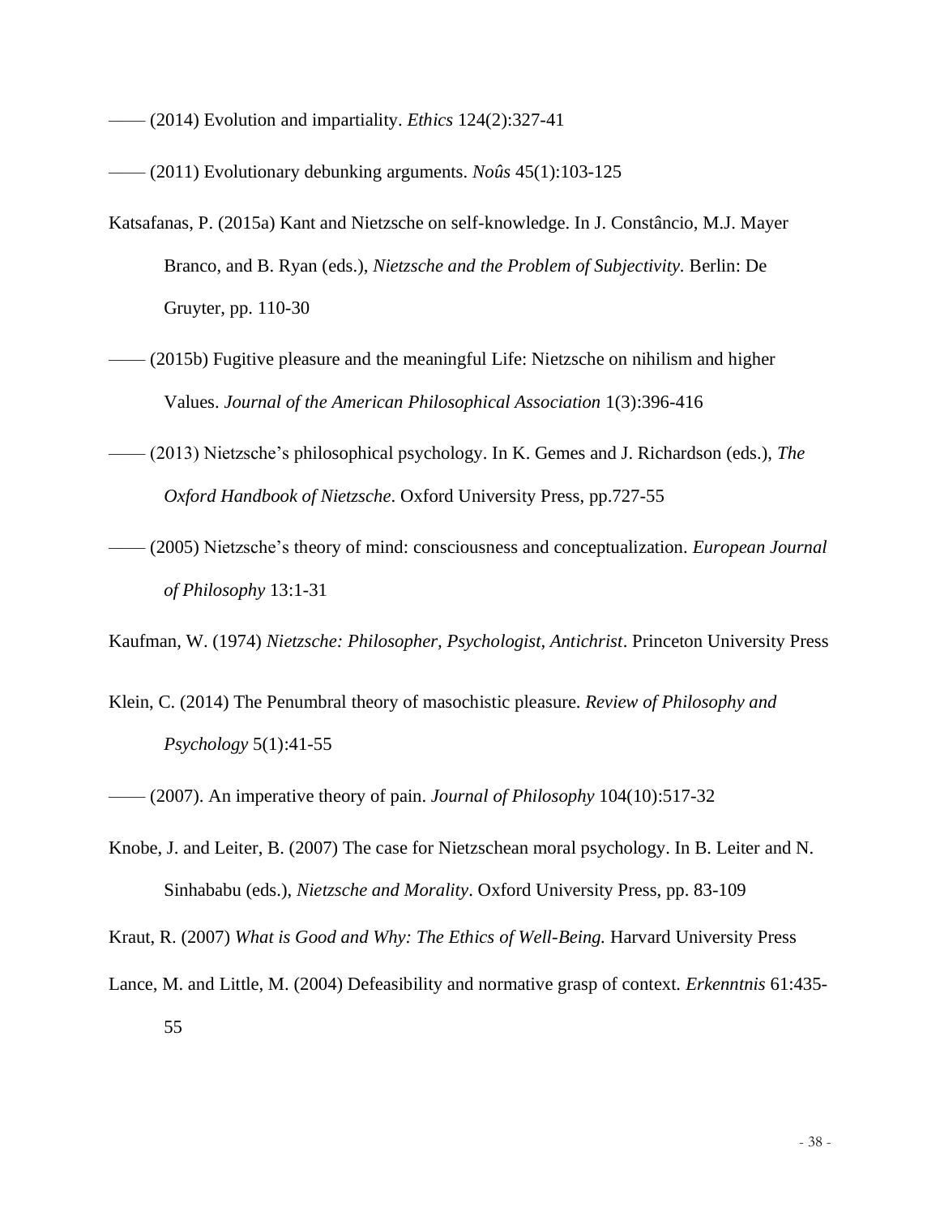—— (2014) Evolution and impartiality. *Ethics* 124(2):327-41

—— (2011) Evolutionary debunking arguments. *Noûs* 45(1):103-125

Katsafanas, P. (2015a) Kant and Nietzsche on self-knowledge. In J. Constâncio, M.J. Mayer Branco, and B. Ryan (eds.), *Nietzsche and the Problem of Subjectivity*. Berlin: De Gruyter, pp. 110-30

—— (2015b) Fugitive pleasure and the meaningful Life: Nietzsche on nihilism and higher Values. *Journal of the American Philosophical Association* 1(3):396-416

—— (2013) Nietzsche's philosophical psychology. In K. Gemes and J. Richardson (eds.), *The Oxford Handbook of Nietzsche*. Oxford University Press, pp.727-55

—— (2005) Nietzsche's theory of mind: consciousness and conceptualization. *European Journal of Philosophy* 13:1-31

Kaufman, W. (1974) *Nietzsche: Philosopher, Psychologist, Antichrist*. Princeton University Press

Klein, C. (2014) The Penumbral theory of masochistic pleasure. *Review of Philosophy and Psychology* 5(1):41-55

—— (2007). An imperative theory of pain. *Journal of Philosophy* 104(10):517-32

Knobe, J. and Leiter, B. (2007) The case for Nietzschean moral psychology. In B. Leiter and N. Sinhababu (eds.), *Nietzsche and Morality*. Oxford University Press, pp. 83-109

Kraut, R. (2007) *What is Good and Why: The Ethics of Well-Being.* Harvard University Press

Lance, M. and Little, M. (2004) Defeasibility and normative grasp of context. *Erkenntnis* 61:435-55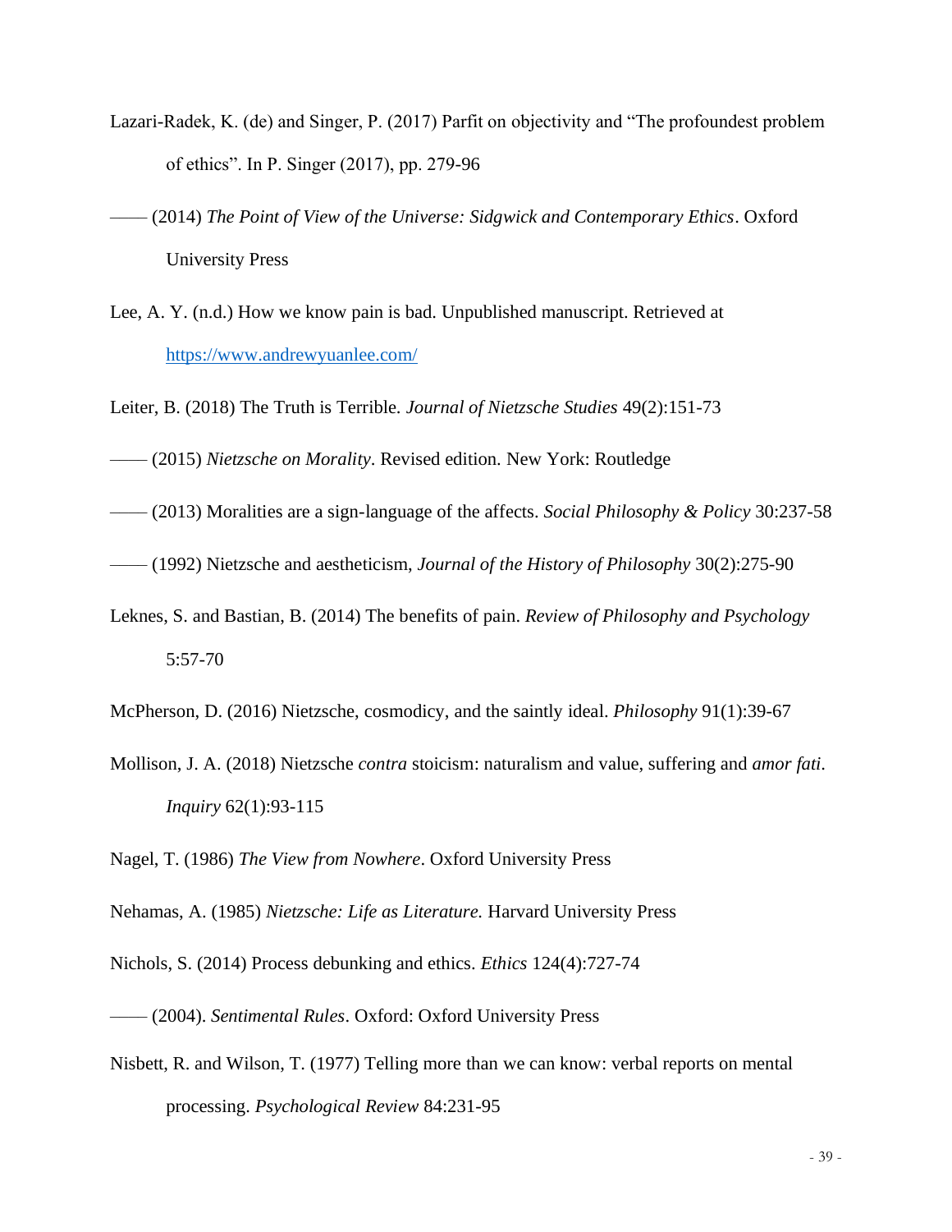Lazari-Radek, K. (de) and Singer, P. (2017) Parfit on objectivity and "The profoundest problem of ethics". In P. Singer (2017), pp. 279-96

—— (2014) *The Point of View of the Universe: Sidgwick and Contemporary Ethics*. Oxford University Press

Lee, A. Y. (n.d.) How we know pain is bad. Unpublished manuscript. Retrieved at [https://www.andrewyuanlee.com/](https://www.andrewyuanlee.com/)

Leiter, B. (2018) The Truth is Terrible. *Journal of Nietzsche Studies* 49(2):151-73

—— (2015) *Nietzsche on Morality*. Revised edition. New York: Routledge

—— (2013) Moralities are a sign-language of the affects. *Social Philosophy & Policy* 30:237-58

—— (1992) Nietzsche and aestheticism, *Journal of the History of Philosophy* 30(2):275-90

Leknes, S. and Bastian, B. (2014) The benefits of pain. *Review of Philosophy and Psychology* 5:57-70

McPherson, D. (2016) Nietzsche, cosmodicy, and the saintly ideal. *Philosophy* 91(1):39-67

Mollison, J. A. (2018) Nietzsche *contra* stoicism: naturalism and value, suffering and *amor fati*. *Inquiry* 62(1):93-115

Nagel, T. (1986) *The View from Nowhere*. Oxford University Press

Nehamas, A. (1985) *Nietzsche: Life as Literature.* Harvard University Press

Nichols, S. (2014) Process debunking and ethics. *Ethics* 124(4):727-74

—— (2004). *Sentimental Rules*. Oxford: Oxford University Press

Nisbett, R. and Wilson, T. (1977) Telling more than we can know: verbal reports on mental processing. *Psychological Review* 84:231-95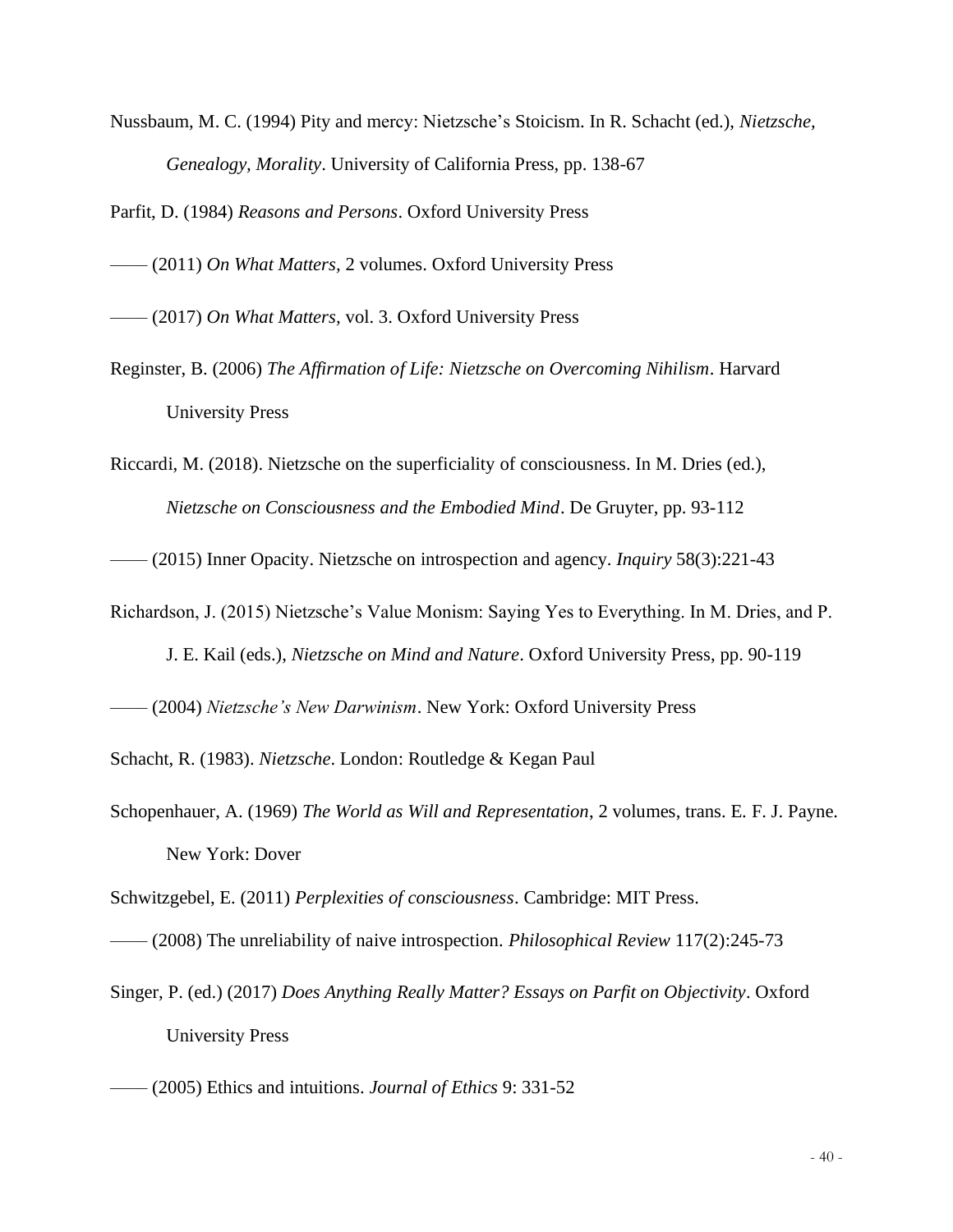Nussbaum, M. C. (1994) Pity and mercy: Nietzsche's Stoicism. In R. Schacht (ed.), *Nietzsche, Genealogy, Morality*. University of California Press, pp. 138-67

Parfit, D. (1984) *Reasons and Persons*. Oxford University Press

—— (2011) *On What Matters*, 2 volumes. Oxford University Press

—— (2017) *On What Matters*, vol. 3. Oxford University Press

Reginster, B. (2006) *The Affirmation of Life: Nietzsche on Overcoming Nihilism*. Harvard University Press

Riccardi, M. (2018). Nietzsche on the superficiality of consciousness. In M. Dries (ed.), *Nietzsche on Consciousness and the Embodied Mind*. De Gruyter, pp. 93-112

—— (2015) Inner Opacity. Nietzsche on introspection and agency. *Inquiry* 58(3):221-43

Richardson, J. (2015) Nietzsche's Value Monism: Saying Yes to Everything. In M. Dries, and P. J. E. Kail (eds.), *Nietzsche on Mind and Nature*. Oxford University Press, pp. 90-119

—— (2004) *Nietzsche's New Darwinism*. New York: Oxford University Press

Schacht, R. (1983). *Nietzsche*. London: Routledge & Kegan Paul

Schopenhauer, A. (1969) *The World as Will and Representation*, 2 volumes, trans. E. F. J. Payne. New York: Dover

Schwitzgebel, E. (2011) *Perplexities of consciousness*. Cambridge: MIT Press.

—— (2008) The unreliability of naive introspection. *Philosophical Review* 117(2):245-73

Singer, P. (ed.) (2017) *Does Anything Really Matter? Essays on Parfit on Objectivity*. Oxford University Press

—— (2005) Ethics and intuitions. *Journal of Ethics* 9: 331-52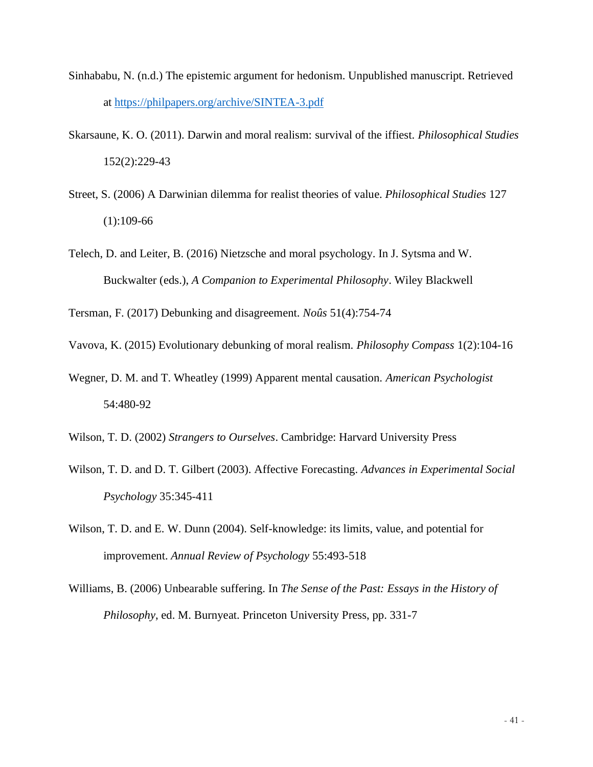Sinhababu, N. (n.d.) The epistemic argument for hedonism. Unpublished manuscript. Retrieved at https://philpapers.org/archive/SINTEA-3.pdf

Skarsaune, K. O. (2011). Darwin and moral realism: survival of the iffiest. *Philosophical Studies* 152(2):229-43

Street, S. (2006) A Darwinian dilemma for realist theories of value. *Philosophical Studies* 127 (1):109-66

Telech, D. and Leiter, B. (2016) Nietzsche and moral psychology. In J. Sytsma and W. Buckwalter (eds.), *A Companion to Experimental Philosophy*. Wiley Blackwell

Tersman, F. (2017) Debunking and disagreement. *Noûs* 51(4):754-74

Vavova, K. (2015) Evolutionary debunking of moral realism. *Philosophy Compass* 1(2):104-16

Wegner, D. M. and T. Wheatley (1999) Apparent mental causation. *American Psychologist* 54:480-92

Wilson, T. D. (2002) *Strangers to Ourselves*. Cambridge: Harvard University Press

Wilson, T. D. and D. T. Gilbert (2003). Affective Forecasting. *Advances in Experimental Social Psychology* 35:345-411

Wilson, T. D. and E. W. Dunn (2004). Self-knowledge: its limits, value, and potential for improvement. *Annual Review of Psychology* 55:493-518

Williams, B. (2006) Unbearable suffering. In *The Sense of the Past: Essays in the History of Philosophy*, ed. M. Burnyeat. Princeton University Press, pp. 331-7